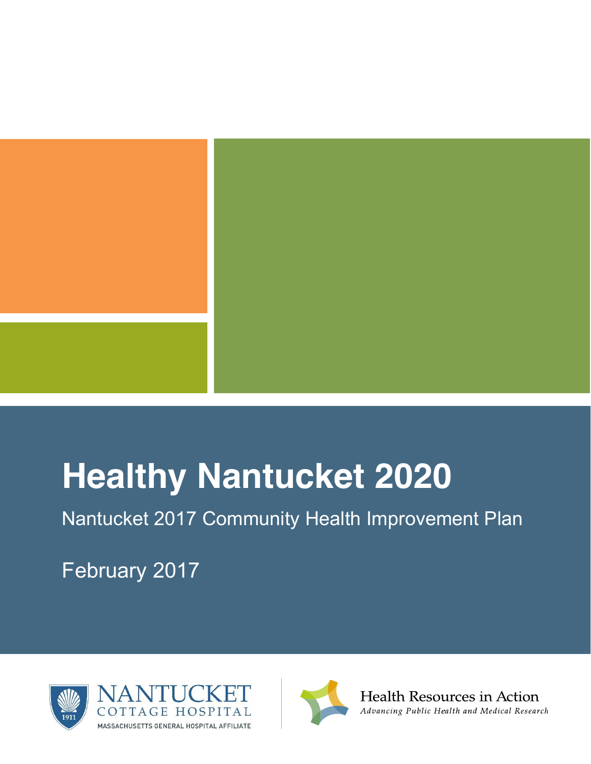# Healthy Nantucket 2020

Nantucket 2017 Community Health Improvement Plan

February 2017

NANTUCKET COTTAGE HOSPITAL
MASSACHUSETTS GENERAL HOSPITAL AFFILIATE

Health Resources in Action
*Advancing Public Health and Medical Research*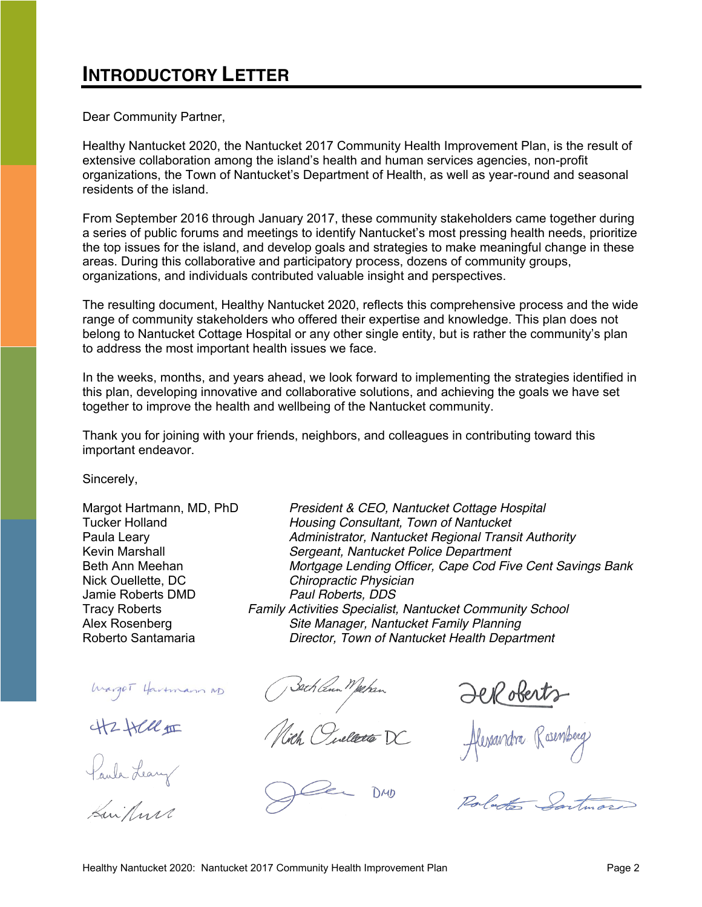# INTRODUCTORY LETTER

Dear Community Partner,

Healthy Nantucket 2020, the Nantucket 2017 Community Health Improvement Plan, is the result of extensive collaboration among the island's health and human services agencies, non-profit organizations, the Town of Nantucket's Department of Health, as well as year-round and seasonal residents of the island.

From September 2016 through January 2017, these community stakeholders came together during a series of public forums and meetings to identify Nantucket's most pressing health needs, prioritize the top issues for the island, and develop goals and strategies to make meaningful change in these areas. During this collaborative and participatory process, dozens of community groups, organizations, and individuals contributed valuable insight and perspectives.

The resulting document, Healthy Nantucket 2020, reflects this comprehensive process and the wide range of community stakeholders who offered their expertise and knowledge. This plan does not belong to Nantucket Cottage Hospital or any other single entity, but is rather the community's plan to address the most important health issues we face.

In the weeks, months, and years ahead, we look forward to implementing the strategies identified in this plan, developing innovative and collaborative solutions, and achieving the goals we have set together to improve the health and wellbeing of the Nantucket community.

Thank you for joining with your friends, neighbors, and colleagues in contributing toward this important endeavor.

Sincerely,

| | |
|---|---|
| Margot Hartmann, MD, PhD | *President & CEO, Nantucket Cottage Hospital* |
| Tucker Holland | *Housing Consultant, Town of Nantucket* |
| Paula Leary | *Administrator, Nantucket Regional Transit Authority* |
| Kevin Marshall | *Sergeant, Nantucket Police Department* |
| Beth Ann Meehan | *Mortgage Lending Officer, Cape Cod Five Cent Savings Bank* |
| Nick Ouellette, DC | *Chiropractic Physician* |
| Jamie Roberts DMD | *Paul Roberts, DDS* |
| Tracy Roberts | *Family Activities Specialist, Nantucket Community School* |
| Alex Rosenberg | *Site Manager, Nantucket Family Planning* |
| Roberto Santamaria | *Director, Town of Nantucket Health Department* |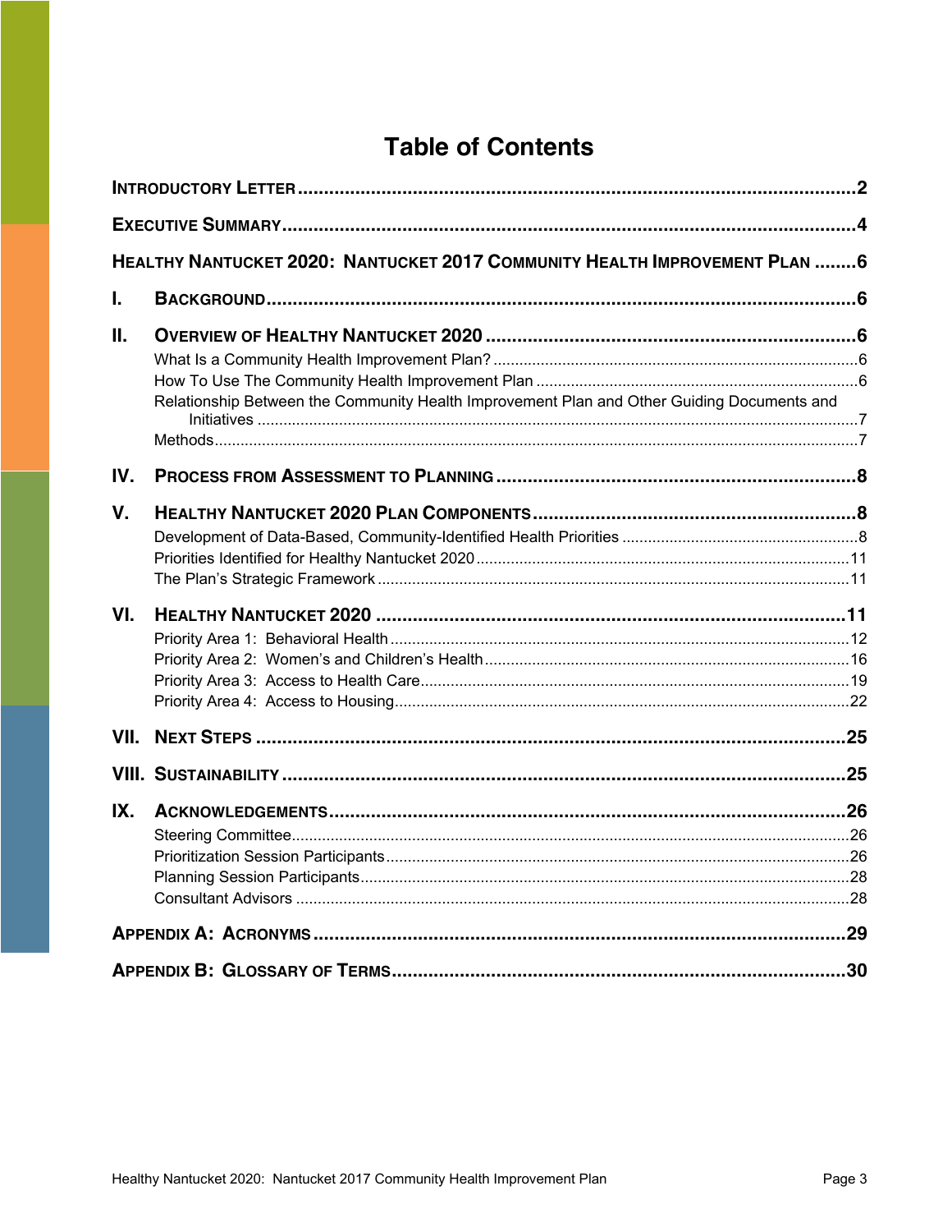# Table of Contents

**INTRODUCTORY LETTER** ........ 2

**EXECUTIVE SUMMARY** ........ 4

**HEALTHY NANTUCKET 2020: NANTUCKET 2017 COMMUNITY HEALTH IMPROVEMENT PLAN** ........ 6

**I. BACKGROUND** ........ 6

**II. OVERVIEW OF HEALTHY NANTUCKET 2020** ........ 6

- What Is a Community Health Improvement Plan? ........ 6
- How To Use The Community Health Improvement Plan ........ 6
- Relationship Between the Community Health Improvement Plan and Other Guiding Documents and Initiatives ........ 7
- Methods ........ 7

**IV. PROCESS FROM ASSESSMENT TO PLANNING** ........ 8

**V. HEALTHY NANTUCKET 2020 PLAN COMPONENTS** ........ 8

- Development of Data-Based, Community-Identified Health Priorities ........ 8
- Priorities Identified for Healthy Nantucket 2020 ........ 11
- The Plan's Strategic Framework ........ 11

**VI. HEALTHY NANTUCKET 2020** ........ 11

- Priority Area 1: Behavioral Health ........ 12
- Priority Area 2: Women's and Children's Health ........ 16
- Priority Area 3: Access to Health Care ........ 19
- Priority Area 4: Access to Housing ........ 22

**VII. NEXT STEPS** ........ 25

**VIII. SUSTAINABILITY** ........ 25

**IX. ACKNOWLEDGEMENTS** ........ 26

- Steering Committee ........ 26
- Prioritization Session Participants ........ 26
- Planning Session Participants ........ 28
- Consultant Advisors ........ 28

**APPENDIX A: ACRONYMS** ........ 29

**APPENDIX B: GLOSSARY OF TERMS** ........ 30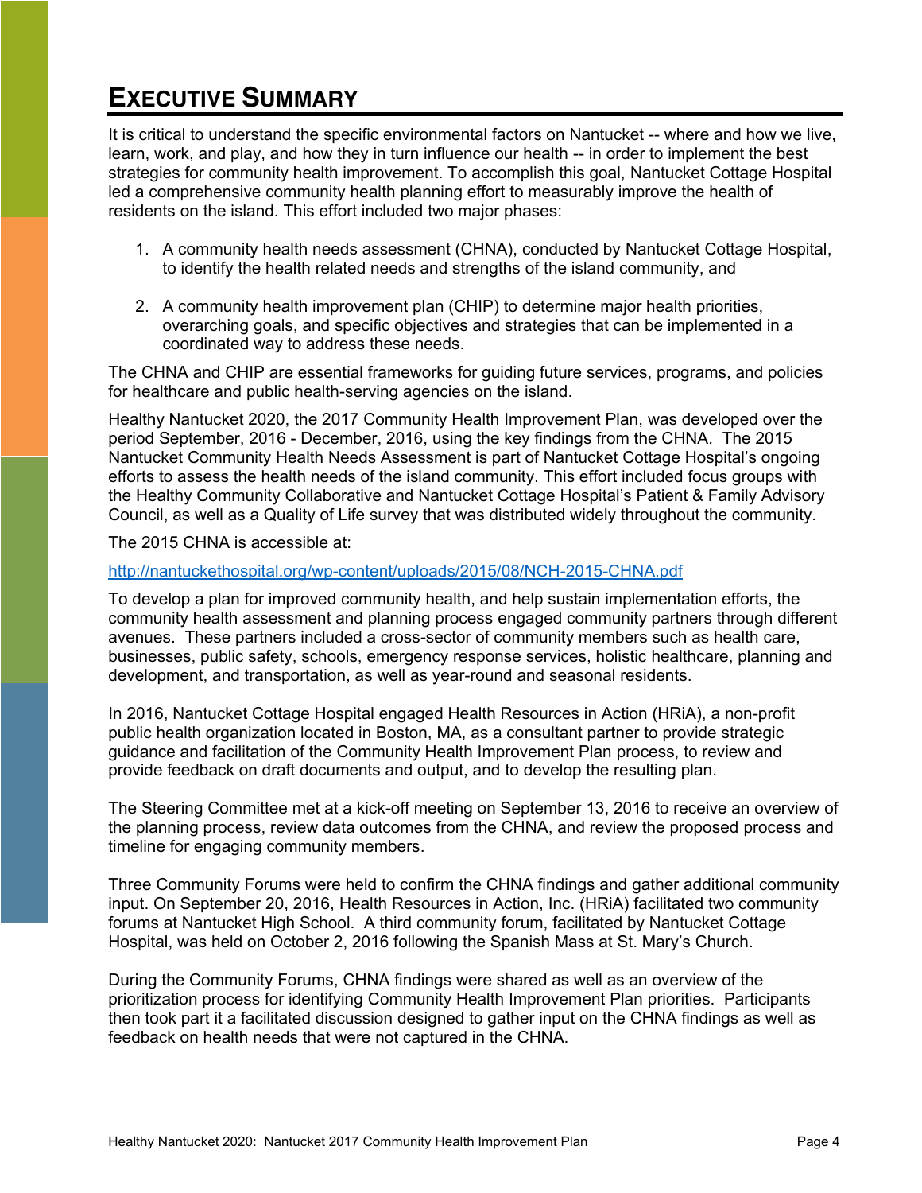# Executive Summary

It is critical to understand the specific environmental factors on Nantucket -- where and how we live, learn, work, and play, and how they in turn influence our health -- in order to implement the best strategies for community health improvement. To accomplish this goal, Nantucket Cottage Hospital led a comprehensive community health planning effort to measurably improve the health of residents on the island. This effort included two major phases:

1. A community health needs assessment (CHNA), conducted by Nantucket Cottage Hospital, to identify the health related needs and strengths of the island community, and

2. A community health improvement plan (CHIP) to determine major health priorities, overarching goals, and specific objectives and strategies that can be implemented in a coordinated way to address these needs.

The CHNA and CHIP are essential frameworks for guiding future services, programs, and policies for healthcare and public health-serving agencies on the island.

Healthy Nantucket 2020, the 2017 Community Health Improvement Plan, was developed over the period September, 2016 - December, 2016, using the key findings from the CHNA. The 2015 Nantucket Community Health Needs Assessment is part of Nantucket Cottage Hospital's ongoing efforts to assess the health needs of the island community. This effort included focus groups with the Healthy Community Collaborative and Nantucket Cottage Hospital's Patient & Family Advisory Council, as well as a Quality of Life survey that was distributed widely throughout the community.

The 2015 CHNA is accessible at:

http://nantuckethospital.org/wp-content/uploads/2015/08/NCH-2015-CHNA.pdf

To develop a plan for improved community health, and help sustain implementation efforts, the community health assessment and planning process engaged community partners through different avenues. These partners included a cross-sector of community members such as health care, businesses, public safety, schools, emergency response services, holistic healthcare, planning and development, and transportation, as well as year-round and seasonal residents.

In 2016, Nantucket Cottage Hospital engaged Health Resources in Action (HRiA), a non-profit public health organization located in Boston, MA, as a consultant partner to provide strategic guidance and facilitation of the Community Health Improvement Plan process, to review and provide feedback on draft documents and output, and to develop the resulting plan.

The Steering Committee met at a kick-off meeting on September 13, 2016 to receive an overview of the planning process, review data outcomes from the CHNA, and review the proposed process and timeline for engaging community members.

Three Community Forums were held to confirm the CHNA findings and gather additional community input. On September 20, 2016, Health Resources in Action, Inc. (HRiA) facilitated two community forums at Nantucket High School. A third community forum, facilitated by Nantucket Cottage Hospital, was held on October 2, 2016 following the Spanish Mass at St. Mary's Church.

During the Community Forums, CHNA findings were shared as well as an overview of the prioritization process for identifying Community Health Improvement Plan priorities. Participants then took part it a facilitated discussion designed to gather input on the CHNA findings as well as feedback on health needs that were not captured in the CHNA.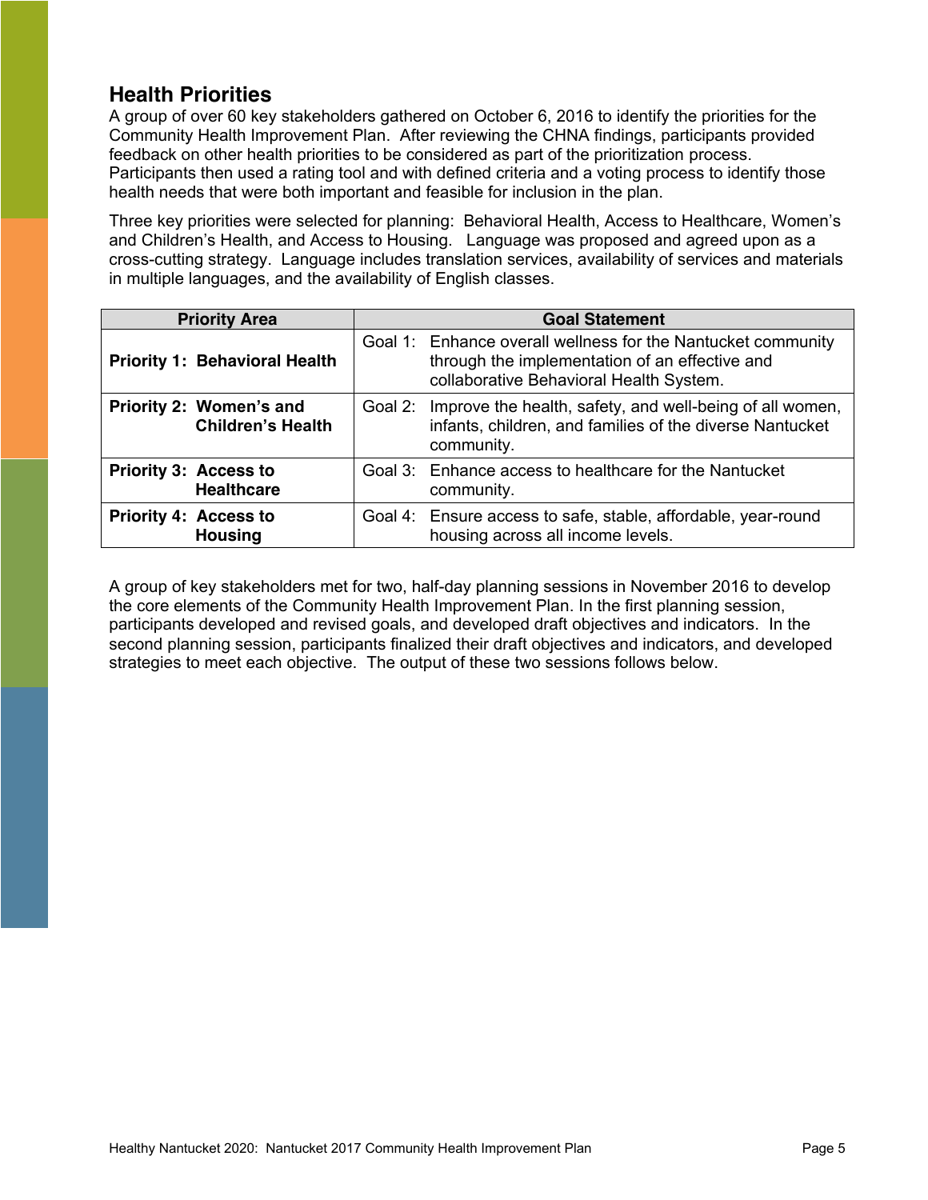## Health Priorities

A group of over 60 key stakeholders gathered on October 6, 2016 to identify the priorities for the Community Health Improvement Plan. After reviewing the CHNA findings, participants provided feedback on other health priorities to be considered as part of the prioritization process. Participants then used a rating tool and with defined criteria and a voting process to identify those health needs that were both important and feasible for inclusion in the plan.

Three key priorities were selected for planning: Behavioral Health, Access to Healthcare, Women's and Children's Health, and Access to Housing. Language was proposed and agreed upon as a cross-cutting strategy. Language includes translation services, availability of services and materials in multiple languages, and the availability of English classes.

| Priority Area | Goal Statement |
|---|---|
| **Priority 1: Behavioral Health** | Goal 1: Enhance overall wellness for the Nantucket community through the implementation of an effective and collaborative Behavioral Health System. |
| **Priority 2: Women's and Children's Health** | Goal 2: Improve the health, safety, and well-being of all women, infants, children, and families of the diverse Nantucket community. |
| **Priority 3: Access to Healthcare** | Goal 3: Enhance access to healthcare for the Nantucket community. |
| **Priority 4: Access to Housing** | Goal 4: Ensure access to safe, stable, affordable, year-round housing across all income levels. |

A group of key stakeholders met for two, half-day planning sessions in November 2016 to develop the core elements of the Community Health Improvement Plan. In the first planning session, participants developed and revised goals, and developed draft objectives and indicators. In the second planning session, participants finalized their draft objectives and indicators, and developed strategies to meet each objective. The output of these two sessions follows below.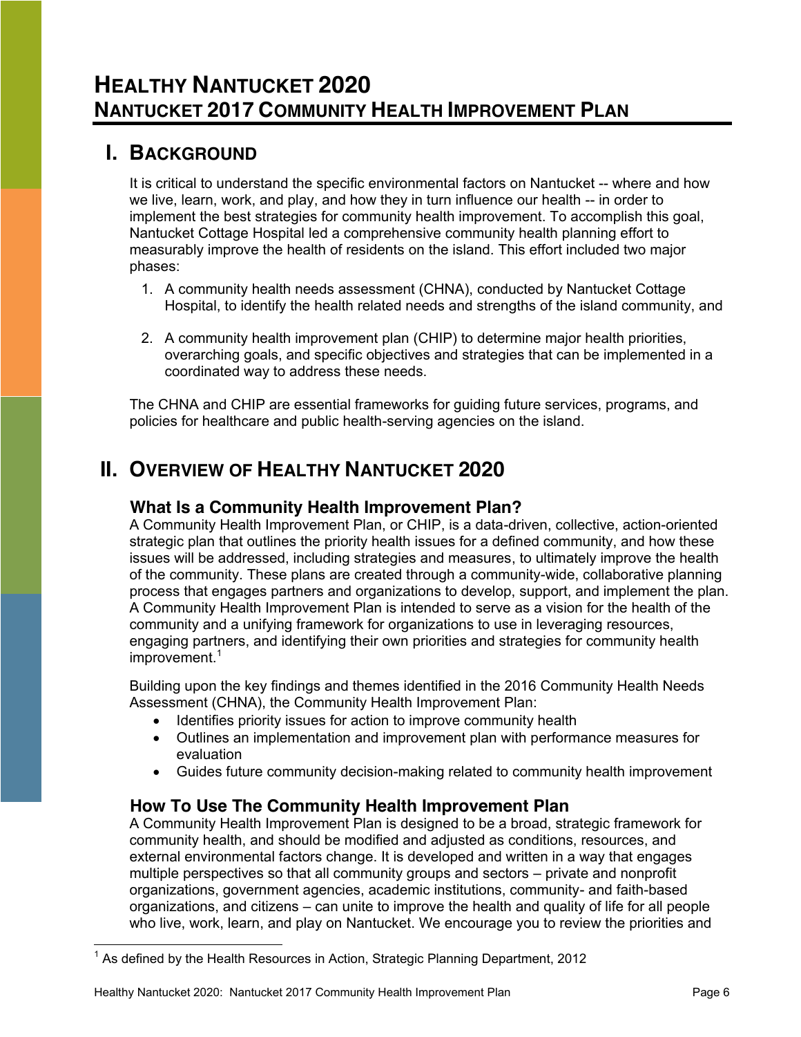# HEALTHY NANTUCKET 2020
# NANTUCKET 2017 COMMUNITY HEALTH IMPROVEMENT PLAN

## I. BACKGROUND

It is critical to understand the specific environmental factors on Nantucket -- where and how we live, learn, work, and play, and how they in turn influence our health -- in order to implement the best strategies for community health improvement. To accomplish this goal, Nantucket Cottage Hospital led a comprehensive community health planning effort to measurably improve the health of residents on the island. This effort included two major phases:

1. A community health needs assessment (CHNA), conducted by Nantucket Cottage Hospital, to identify the health related needs and strengths of the island community, and

2. A community health improvement plan (CHIP) to determine major health priorities, overarching goals, and specific objectives and strategies that can be implemented in a coordinated way to address these needs.

The CHNA and CHIP are essential frameworks for guiding future services, programs, and policies for healthcare and public health-serving agencies on the island.

## II. OVERVIEW OF HEALTHY NANTUCKET 2020

### What Is a Community Health Improvement Plan?

A Community Health Improvement Plan, or CHIP, is a data-driven, collective, action-oriented strategic plan that outlines the priority health issues for a defined community, and how these issues will be addressed, including strategies and measures, to ultimately improve the health of the community. These plans are created through a community-wide, collaborative planning process that engages partners and organizations to develop, support, and implement the plan. A Community Health Improvement Plan is intended to serve as a vision for the health of the community and a unifying framework for organizations to use in leveraging resources, engaging partners, and identifying their own priorities and strategies for community health improvement.[1]

Building upon the key findings and themes identified in the 2016 Community Health Needs Assessment (CHNA), the Community Health Improvement Plan:

- Identifies priority issues for action to improve community health
- Outlines an implementation and improvement plan with performance measures for evaluation
- Guides future community decision-making related to community health improvement

### How To Use The Community Health Improvement Plan

A Community Health Improvement Plan is designed to be a broad, strategic framework for community health, and should be modified and adjusted as conditions, resources, and external environmental factors change. It is developed and written in a way that engages multiple perspectives so that all community groups and sectors – private and nonprofit organizations, government agencies, academic institutions, community- and faith-based organizations, and citizens – can unite to improve the health and quality of life for all people who live, work, learn, and play on Nantucket. We encourage you to review the priorities and

[1] As defined by the Health Resources in Action, Strategic Planning Department, 2012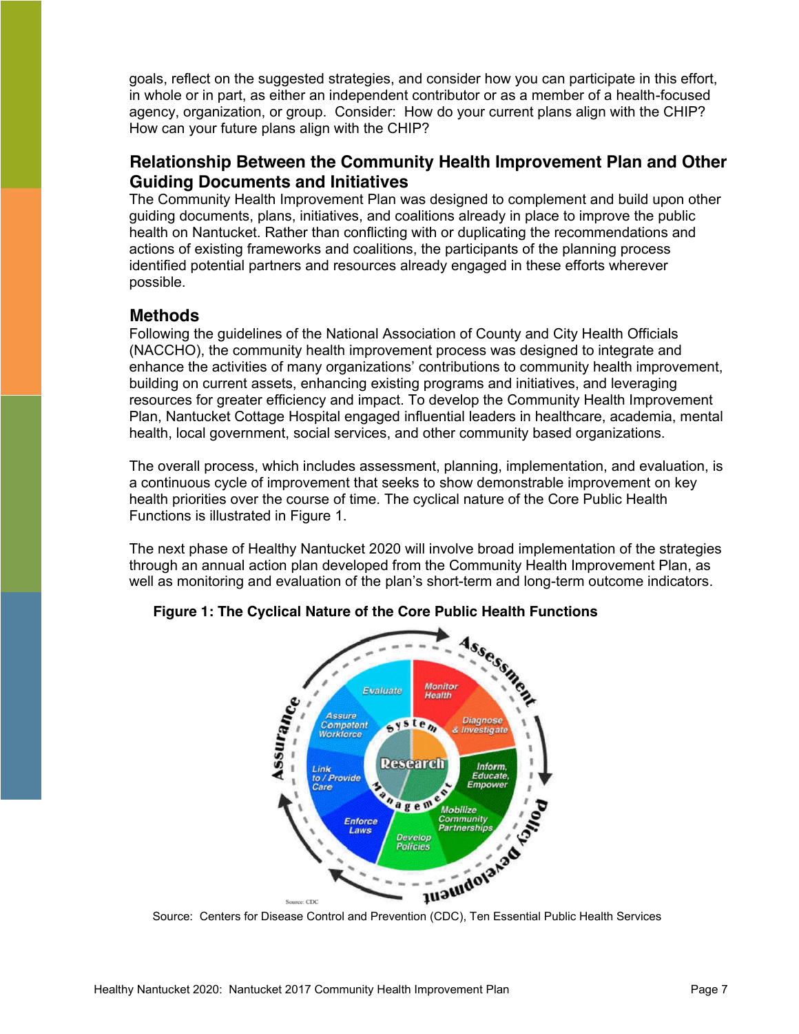goals, reflect on the suggested strategies, and consider how you can participate in this effort, in whole or in part, as either an independent contributor or as a member of a health-focused agency, organization, or group. Consider: How do your current plans align with the CHIP? How can your future plans align with the CHIP?

## Relationship Between the Community Health Improvement Plan and Other Guiding Documents and Initiatives

The Community Health Improvement Plan was designed to complement and build upon other guiding documents, plans, initiatives, and coalitions already in place to improve the public health on Nantucket. Rather than conflicting with or duplicating the recommendations and actions of existing frameworks and coalitions, the participants of the planning process identified potential partners and resources already engaged in these efforts wherever possible.

## Methods

Following the guidelines of the National Association of County and City Health Officials (NACCHO), the community health improvement process was designed to integrate and enhance the activities of many organizations' contributions to community health improvement, building on current assets, enhancing existing programs and initiatives, and leveraging resources for greater efficiency and impact. To develop the Community Health Improvement Plan, Nantucket Cottage Hospital engaged influential leaders in healthcare, academia, mental health, local government, social services, and other community based organizations.

The overall process, which includes assessment, planning, implementation, and evaluation, is a continuous cycle of improvement that seeks to show demonstrable improvement on key health priorities over the course of time. The cyclical nature of the Core Public Health Functions is illustrated in Figure 1.

The next phase of Healthy Nantucket 2020 will involve broad implementation of the strategies through an annual action plan developed from the Community Health Improvement Plan, as well as monitoring and evaluation of the plan's short-term and long-term outcome indicators.

**Figure 1: The Cyclical Nature of the Core Public Health Functions**

Source: Centers for Disease Control and Prevention (CDC), Ten Essential Public Health Services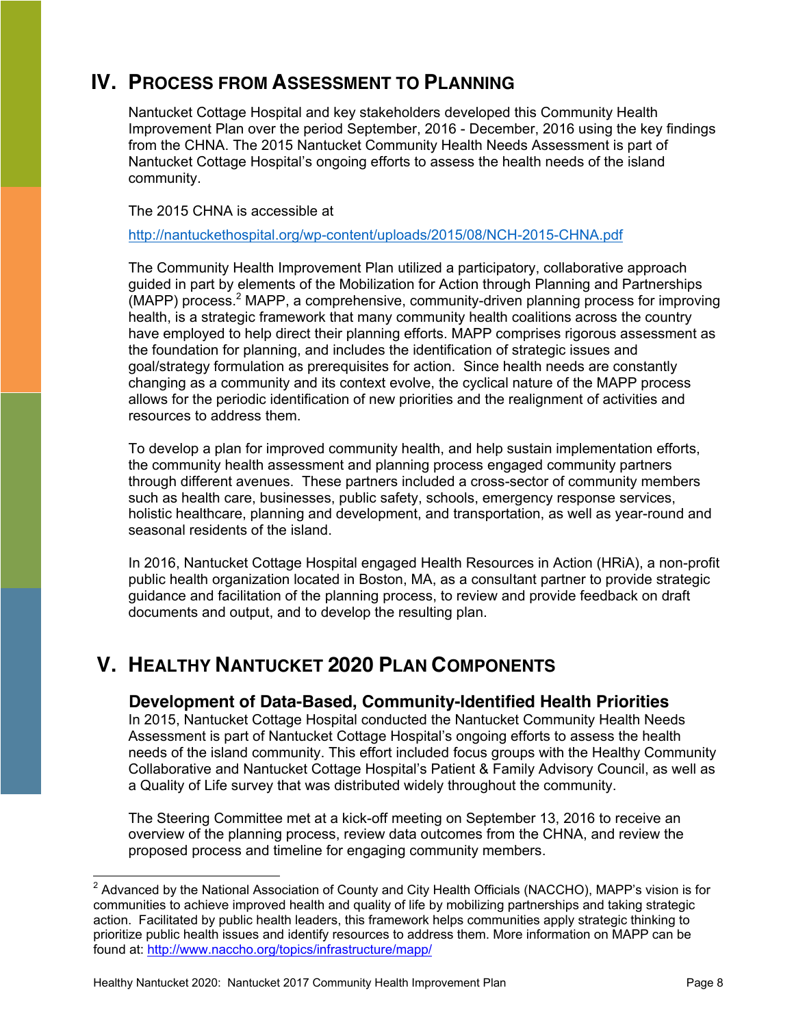## IV. PROCESS FROM ASSESSMENT TO PLANNING

Nantucket Cottage Hospital and key stakeholders developed this Community Health Improvement Plan over the period September, 2016 - December, 2016 using the key findings from the CHNA. The 2015 Nantucket Community Health Needs Assessment is part of Nantucket Cottage Hospital's ongoing efforts to assess the health needs of the island community.

The 2015 CHNA is accessible at

http://nantuckethospital.org/wp-content/uploads/2015/08/NCH-2015-CHNA.pdf

The Community Health Improvement Plan utilized a participatory, collaborative approach guided in part by elements of the Mobilization for Action through Planning and Partnerships (MAPP) process.[2] MAPP, a comprehensive, community-driven planning process for improving health, is a strategic framework that many community health coalitions across the country have employed to help direct their planning efforts. MAPP comprises rigorous assessment as the foundation for planning, and includes the identification of strategic issues and goal/strategy formulation as prerequisites for action. Since health needs are constantly changing as a community and its context evolve, the cyclical nature of the MAPP process allows for the periodic identification of new priorities and the realignment of activities and resources to address them.

To develop a plan for improved community health, and help sustain implementation efforts, the community health assessment and planning process engaged community partners through different avenues. These partners included a cross-sector of community members such as health care, businesses, public safety, schools, emergency response services, holistic healthcare, planning and development, and transportation, as well as year-round and seasonal residents of the island.

In 2016, Nantucket Cottage Hospital engaged Health Resources in Action (HRiA), a non-profit public health organization located in Boston, MA, as a consultant partner to provide strategic guidance and facilitation of the planning process, to review and provide feedback on draft documents and output, and to develop the resulting plan.

## V. HEALTHY NANTUCKET 2020 PLAN COMPONENTS

### Development of Data-Based, Community-Identified Health Priorities

In 2015, Nantucket Cottage Hospital conducted the Nantucket Community Health Needs Assessment is part of Nantucket Cottage Hospital's ongoing efforts to assess the health needs of the island community. This effort included focus groups with the Healthy Community Collaborative and Nantucket Cottage Hospital's Patient & Family Advisory Council, as well as a Quality of Life survey that was distributed widely throughout the community.

The Steering Committee met at a kick-off meeting on September 13, 2016 to receive an overview of the planning process, review data outcomes from the CHNA, and review the proposed process and timeline for engaging community members.

---

[2] Advanced by the National Association of County and City Health Officials (NACCHO), MAPP's vision is for communities to achieve improved health and quality of life by mobilizing partnerships and taking strategic action. Facilitated by public health leaders, this framework helps communities apply strategic thinking to prioritize public health issues and identify resources to address them. More information on MAPP can be found at: http://www.naccho.org/topics/infrastructure/mapp/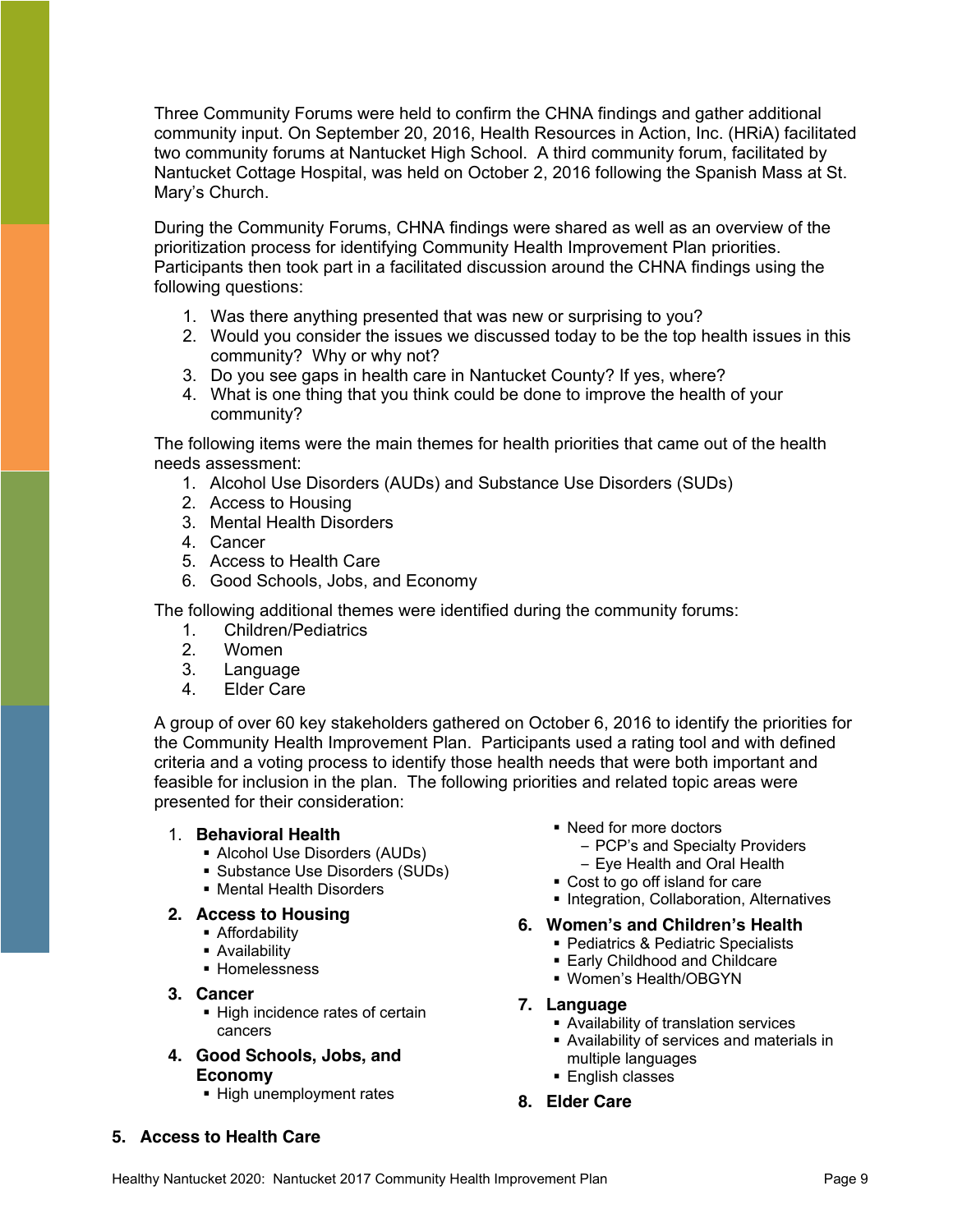Three Community Forums were held to confirm the CHNA findings and gather additional community input. On September 20, 2016, Health Resources in Action, Inc. (HRiA) facilitated two community forums at Nantucket High School. A third community forum, facilitated by Nantucket Cottage Hospital, was held on October 2, 2016 following the Spanish Mass at St. Mary's Church.

During the Community Forums, CHNA findings were shared as well as an overview of the prioritization process for identifying Community Health Improvement Plan priorities. Participants then took part in a facilitated discussion around the CHNA findings using the following questions:

1. Was there anything presented that was new or surprising to you?
2. Would you consider the issues we discussed today to be the top health issues in this community? Why or why not?
3. Do you see gaps in health care in Nantucket County? If yes, where?
4. What is one thing that you think could be done to improve the health of your community?

The following items were the main themes for health priorities that came out of the health needs assessment:

1. Alcohol Use Disorders (AUDs) and Substance Use Disorders (SUDs)
2. Access to Housing
3. Mental Health Disorders
4. Cancer
5. Access to Health Care
6. Good Schools, Jobs, and Economy

The following additional themes were identified during the community forums:

1. Children/Pediatrics
2. Women
3. Language
4. Elder Care

A group of over 60 key stakeholders gathered on October 6, 2016 to identify the priorities for the Community Health Improvement Plan. Participants used a rating tool and with defined criteria and a voting process to identify those health needs that were both important and feasible for inclusion in the plan. The following priorities and related topic areas were presented for their consideration:

1. **Behavioral Health**
   - Alcohol Use Disorders (AUDs)
   - Substance Use Disorders (SUDs)
   - Mental Health Disorders
2. **Access to Housing**
   - Affordability
   - Availability
   - Homelessness
3. **Cancer**
   - High incidence rates of certain cancers
4. **Good Schools, Jobs, and Economy**
   - High unemployment rates
5. **Access to Health Care**
   - Need for more doctors
     - PCP's and Specialty Providers
     - Eye Health and Oral Health
   - Cost to go off island for care
   - Integration, Collaboration, Alternatives
6. **Women's and Children's Health**
   - Pediatrics & Pediatric Specialists
   - Early Childhood and Childcare
   - Women's Health/OBGYN
7. **Language**
   - Availability of translation services
   - Availability of services and materials in multiple languages
   - English classes
8. **Elder Care**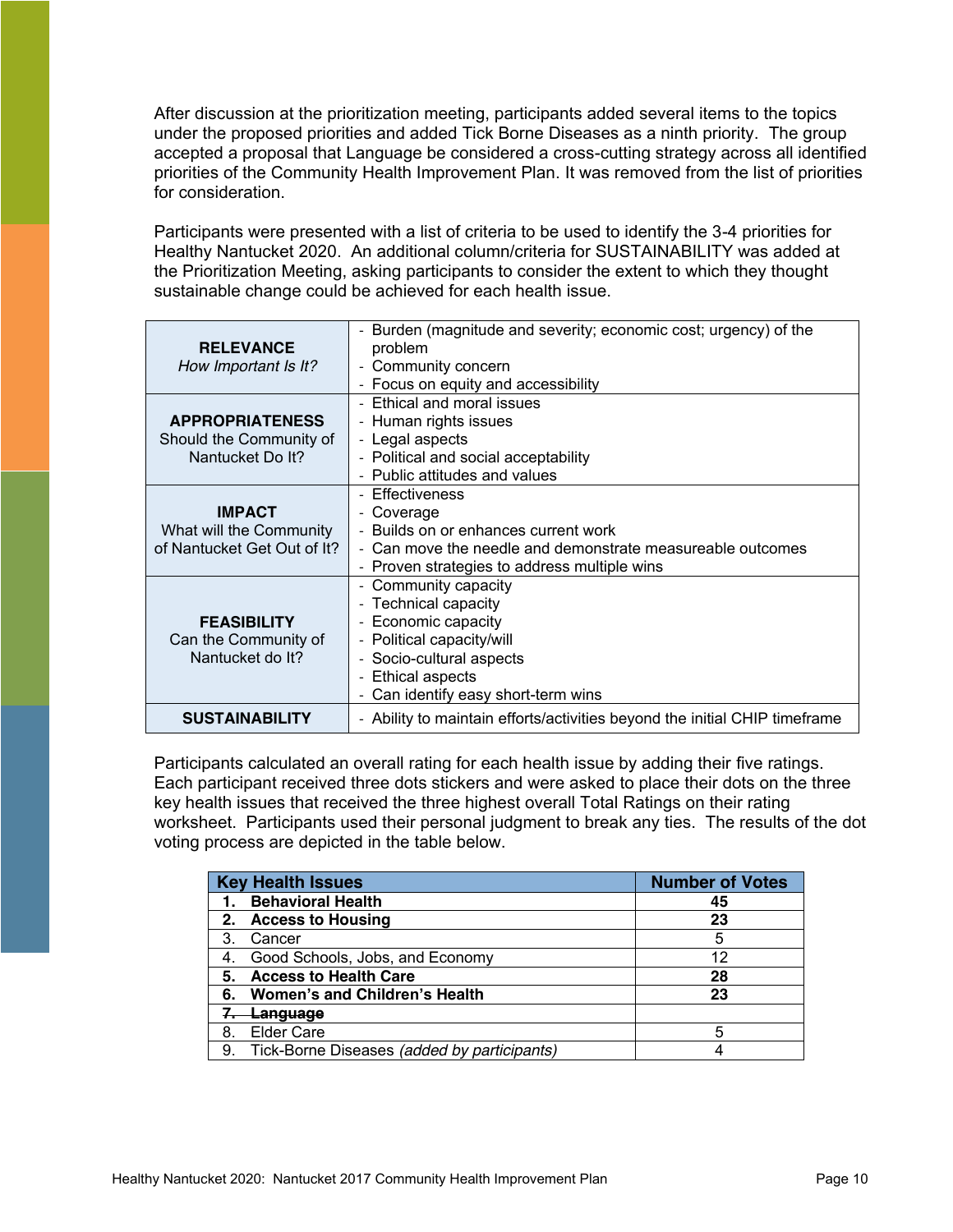After discussion at the prioritization meeting, participants added several items to the topics under the proposed priorities and added Tick Borne Diseases as a ninth priority. The group accepted a proposal that Language be considered a cross-cutting strategy across all identified priorities of the Community Health Improvement Plan. It was removed from the list of priorities for consideration.

Participants were presented with a list of criteria to be used to identify the 3-4 priorities for Healthy Nantucket 2020. An additional column/criteria for SUSTAINABILITY was added at the Prioritization Meeting, asking participants to consider the extent to which they thought sustainable change could be achieved for each health issue.

| Criteria | Considerations |
|---|---|
| **RELEVANCE**<br>*How Important Is It?* | - Burden (magnitude and severity; economic cost; urgency) of the problem<br>- Community concern<br>- Focus on equity and accessibility |
| **APPROPRIATENESS**<br>Should the Community of Nantucket Do It? | - Ethical and moral issues<br>- Human rights issues<br>- Legal aspects<br>- Political and social acceptability<br>- Public attitudes and values |
| **IMPACT**<br>What will the Community of Nantucket Get Out of It? | - Effectiveness<br>- Coverage<br>- Builds on or enhances current work<br>- Can move the needle and demonstrate measureable outcomes<br>- Proven strategies to address multiple wins |
| **FEASIBILITY**<br>Can the Community of Nantucket do It? | - Community capacity<br>- Technical capacity<br>- Economic capacity<br>- Political capacity/will<br>- Socio-cultural aspects<br>- Ethical aspects<br>- Can identify easy short-term wins |
| **SUSTAINABILITY** | - Ability to maintain efforts/activities beyond the initial CHIP timeframe |

Participants calculated an overall rating for each health issue by adding their five ratings. Each participant received three dots stickers and were asked to place their dots on the three key health issues that received the three highest overall Total Ratings on their rating worksheet. Participants used their personal judgment to break any ties. The results of the dot voting process are depicted in the table below.

| Key Health Issues | Number of Votes |
|---|---|
| **1. Behavioral Health** | **45** |
| **2. Access to Housing** | **23** |
| 3. Cancer | 5 |
| 4. Good Schools, Jobs, and Economy | 12 |
| **5. Access to Health Care** | **28** |
| **6. Women's and Children's Health** | **23** |
| ~~**7. Language**~~ | |
| 8. Elder Care | 5 |
| 9. Tick-Borne Diseases *(added by participants)* | 4 |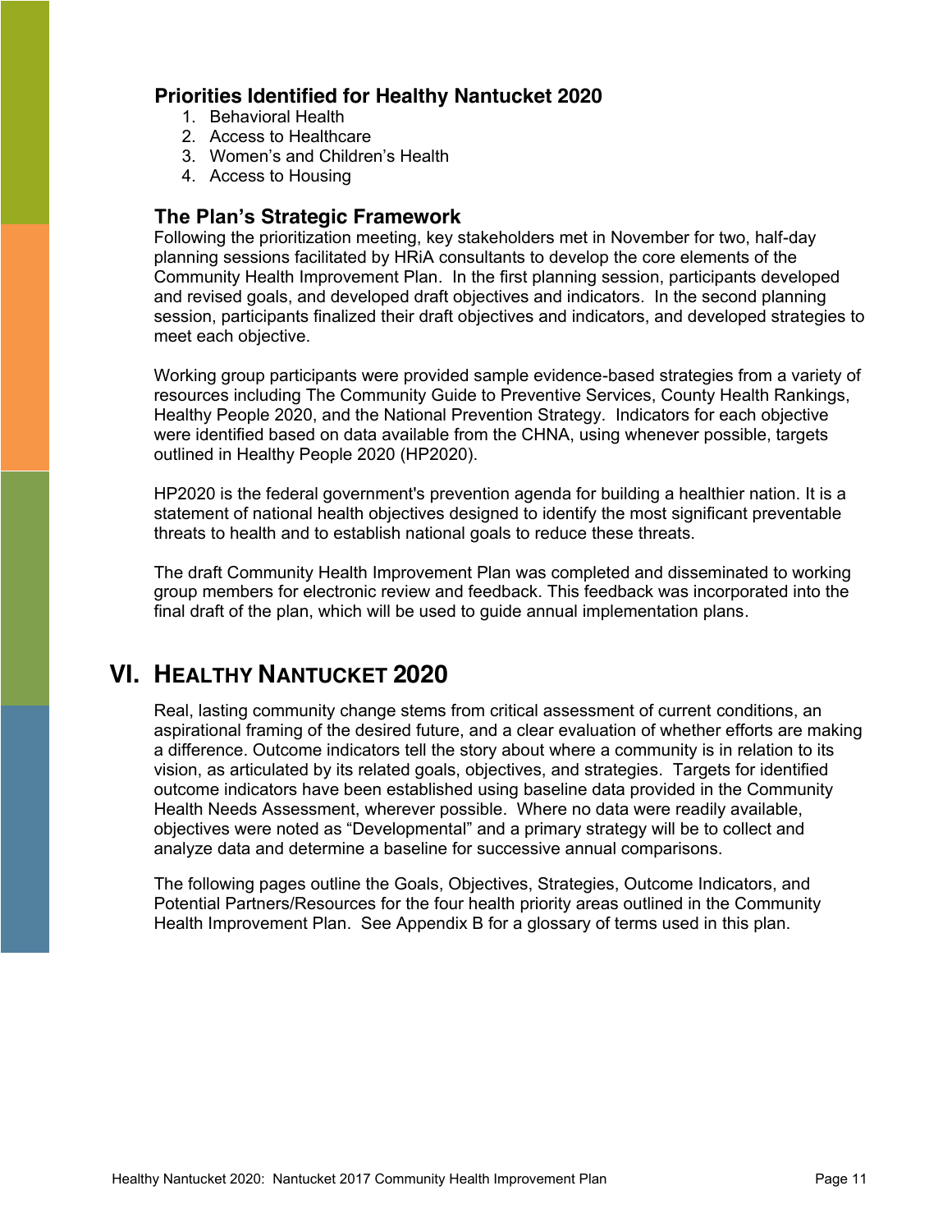### Priorities Identified for Healthy Nantucket 2020

1. Behavioral Health
2. Access to Healthcare
3. Women's and Children's Health
4. Access to Housing

### The Plan's Strategic Framework

Following the prioritization meeting, key stakeholders met in November for two, half-day planning sessions facilitated by HRiA consultants to develop the core elements of the Community Health Improvement Plan. In the first planning session, participants developed and revised goals, and developed draft objectives and indicators. In the second planning session, participants finalized their draft objectives and indicators, and developed strategies to meet each objective.

Working group participants were provided sample evidence-based strategies from a variety of resources including The Community Guide to Preventive Services, County Health Rankings, Healthy People 2020, and the National Prevention Strategy. Indicators for each objective were identified based on data available from the CHNA, using whenever possible, targets outlined in Healthy People 2020 (HP2020).

HP2020 is the federal government's prevention agenda for building a healthier nation. It is a statement of national health objectives designed to identify the most significant preventable threats to health and to establish national goals to reduce these threats.

The draft Community Health Improvement Plan was completed and disseminated to working group members for electronic review and feedback. This feedback was incorporated into the final draft of the plan, which will be used to guide annual implementation plans.

## VI. Healthy Nantucket 2020

Real, lasting community change stems from critical assessment of current conditions, an aspirational framing of the desired future, and a clear evaluation of whether efforts are making a difference. Outcome indicators tell the story about where a community is in relation to its vision, as articulated by its related goals, objectives, and strategies. Targets for identified outcome indicators have been established using baseline data provided in the Community Health Needs Assessment, wherever possible. Where no data were readily available, objectives were noted as "Developmental" and a primary strategy will be to collect and analyze data and determine a baseline for successive annual comparisons.

The following pages outline the Goals, Objectives, Strategies, Outcome Indicators, and Potential Partners/Resources for the four health priority areas outlined in the Community Health Improvement Plan. See Appendix B for a glossary of terms used in this plan.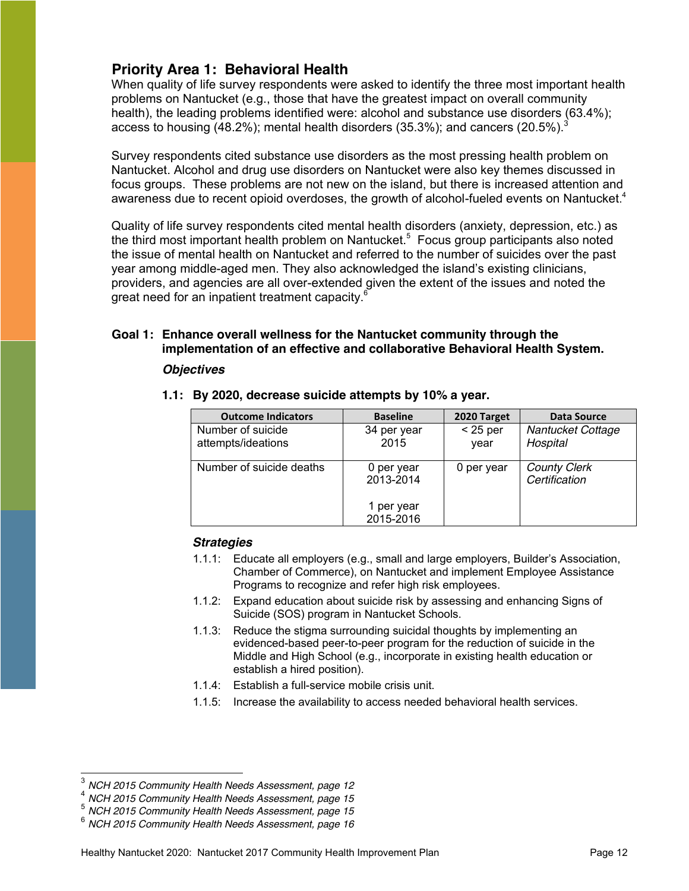## Priority Area 1: Behavioral Health

When quality of life survey respondents were asked to identify the three most important health problems on Nantucket (e.g., those that have the greatest impact on overall community health), the leading problems identified were: alcohol and substance use disorders (63.4%); access to housing (48.2%); mental health disorders (35.3%); and cancers (20.5%).[3]

Survey respondents cited substance use disorders as the most pressing health problem on Nantucket. Alcohol and drug use disorders on Nantucket were also key themes discussed in focus groups. These problems are not new on the island, but there is increased attention and awareness due to recent opioid overdoses, the growth of alcohol-fueled events on Nantucket.[4]

Quality of life survey respondents cited mental health disorders (anxiety, depression, etc.) as the third most important health problem on Nantucket.[5] Focus group participants also noted the issue of mental health on Nantucket and referred to the number of suicides over the past year among middle-aged men. They also acknowledged the island's existing clinicians, providers, and agencies are all over-extended given the extent of the issues and noted the great need for an inpatient treatment capacity.[6]

### Goal 1: Enhance overall wellness for the Nantucket community through the implementation of an effective and collaborative Behavioral Health System.

***Objectives***

**1.1: By 2020, decrease suicide attempts by 10% a year.**

| Outcome Indicators | Baseline | 2020 Target | Data Source |
|---|---|---|---|
| Number of suicide attempts/ideations | 34 per year 2015 | < 25 per year | *Nantucket Cottage Hospital* |
| Number of suicide deaths | 0 per year 2013-2014<br><br>1 per year 2015-2016 | 0 per year | *County Clerk Certification* |

***Strategies***

- 1.1.1: Educate all employers (e.g., small and large employers, Builder's Association, Chamber of Commerce), on Nantucket and implement Employee Assistance Programs to recognize and refer high risk employees.
- 1.1.2: Expand education about suicide risk by assessing and enhancing Signs of Suicide (SOS) program in Nantucket Schools.
- 1.1.3: Reduce the stigma surrounding suicidal thoughts by implementing an evidenced-based peer-to-peer program for the reduction of suicide in the Middle and High School (e.g., incorporate in existing health education or establish a hired position).
- 1.1.4: Establish a full-service mobile crisis unit.
- 1.1.5: Increase the availability to access needed behavioral health services.

---

[3] *NCH 2015 Community Health Needs Assessment, page 12*

[4] *NCH 2015 Community Health Needs Assessment, page 15*

[5] *NCH 2015 Community Health Needs Assessment, page 15*

[6] *NCH 2015 Community Health Needs Assessment, page 16*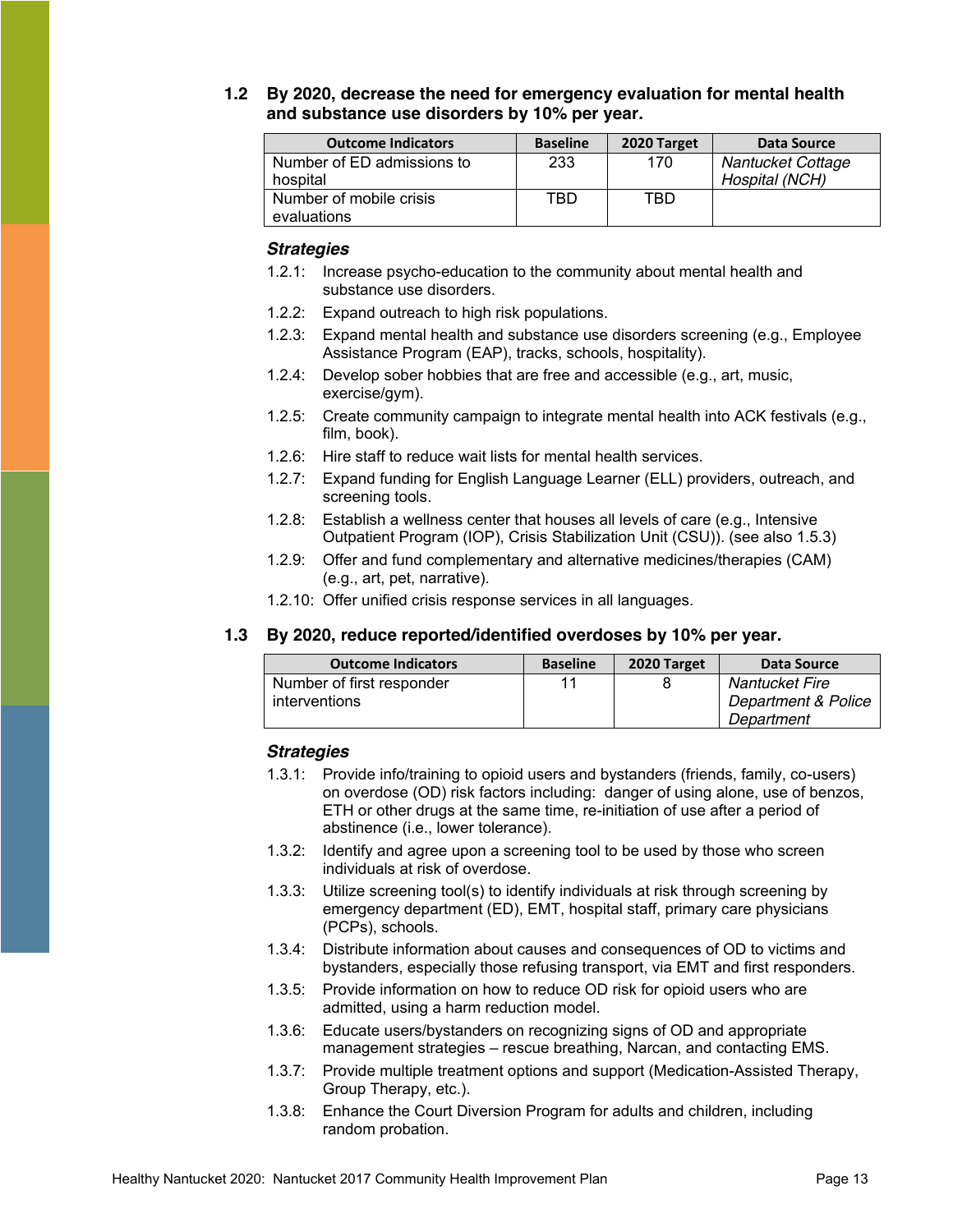### 1.2 By 2020, decrease the need for emergency evaluation for mental health and substance use disorders by 10% per year.

| Outcome Indicators | Baseline | 2020 Target | Data Source |
|---|---|---|---|
| Number of ED admissions to hospital | 233 | 170 | *Nantucket Cottage Hospital (NCH)* |
| Number of mobile crisis evaluations | TBD | TBD | |

***Strategies***

1.2.1: Increase psycho-education to the community about mental health and substance use disorders.

1.2.2: Expand outreach to high risk populations.

1.2.3: Expand mental health and substance use disorders screening (e.g., Employee Assistance Program (EAP), tracks, schools, hospitality).

1.2.4: Develop sober hobbies that are free and accessible (e.g., art, music, exercise/gym).

1.2.5: Create community campaign to integrate mental health into ACK festivals (e.g., film, book).

1.2.6: Hire staff to reduce wait lists for mental health services.

1.2.7: Expand funding for English Language Learner (ELL) providers, outreach, and screening tools.

1.2.8: Establish a wellness center that houses all levels of care (e.g., Intensive Outpatient Program (IOP), Crisis Stabilization Unit (CSU)). (see also 1.5.3)

1.2.9: Offer and fund complementary and alternative medicines/therapies (CAM) (e.g., art, pet, narrative).

1.2.10: Offer unified crisis response services in all languages.

### 1.3 By 2020, reduce reported/identified overdoses by 10% per year.

| Outcome Indicators | Baseline | 2020 Target | Data Source |
|---|---|---|---|
| Number of first responder interventions | 11 | 8 | *Nantucket Fire Department & Police Department* |

***Strategies***

1.3.1: Provide info/training to opioid users and bystanders (friends, family, co-users) on overdose (OD) risk factors including: danger of using alone, use of benzos, ETH or other drugs at the same time, re-initiation of use after a period of abstinence (i.e., lower tolerance).

1.3.2: Identify and agree upon a screening tool to be used by those who screen individuals at risk of overdose.

1.3.3: Utilize screening tool(s) to identify individuals at risk through screening by emergency department (ED), EMT, hospital staff, primary care physicians (PCPs), schools.

1.3.4: Distribute information about causes and consequences of OD to victims and bystanders, especially those refusing transport, via EMT and first responders.

1.3.5: Provide information on how to reduce OD risk for opioid users who are admitted, using a harm reduction model.

1.3.6: Educate users/bystanders on recognizing signs of OD and appropriate management strategies – rescue breathing, Narcan, and contacting EMS.

1.3.7: Provide multiple treatment options and support (Medication-Assisted Therapy, Group Therapy, etc.).

1.3.8: Enhance the Court Diversion Program for adults and children, including random probation.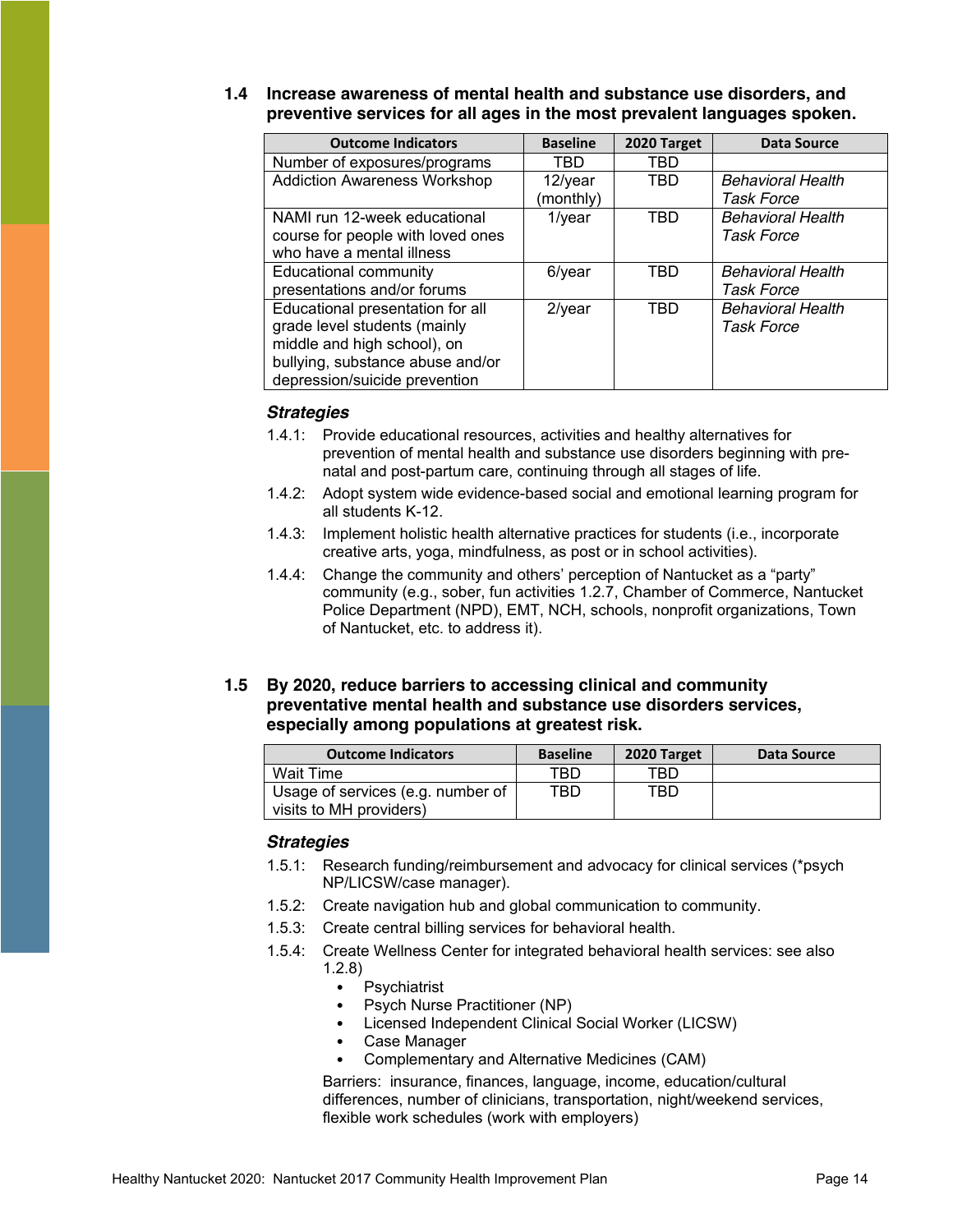### 1.4 Increase awareness of mental health and substance use disorders, and preventive services for all ages in the most prevalent languages spoken.

| Outcome Indicators | Baseline | 2020 Target | Data Source |
|---|---|---|---|
| Number of exposures/programs | TBD | TBD | |
| Addiction Awareness Workshop | 12/year (monthly) | TBD | *Behavioral Health Task Force* |
| NAMI run 12-week educational course for people with loved ones who have a mental illness | 1/year | TBD | *Behavioral Health Task Force* |
| Educational community presentations and/or forums | 6/year | TBD | *Behavioral Health Task Force* |
| Educational presentation for all grade level students (mainly middle and high school), on bullying, substance abuse and/or depression/suicide prevention | 2/year | TBD | *Behavioral Health Task Force* |

***Strategies***

1.4.1: Provide educational resources, activities and healthy alternatives for prevention of mental health and substance use disorders beginning with pre-natal and post-partum care, continuing through all stages of life.

1.4.2: Adopt system wide evidence-based social and emotional learning program for all students K-12.

1.4.3: Implement holistic health alternative practices for students (i.e., incorporate creative arts, yoga, mindfulness, as post or in school activities).

1.4.4: Change the community and others' perception of Nantucket as a "party" community (e.g., sober, fun activities 1.2.7, Chamber of Commerce, Nantucket Police Department (NPD), EMT, NCH, schools, nonprofit organizations, Town of Nantucket, etc. to address it).

### 1.5 By 2020, reduce barriers to accessing clinical and community preventative mental health and substance use disorders services, especially among populations at greatest risk.

| Outcome Indicators | Baseline | 2020 Target | Data Source |
|---|---|---|---|
| Wait Time | TBD | TBD | |
| Usage of services (e.g. number of visits to MH providers) | TBD | TBD | |

***Strategies***

1.5.1: Research funding/reimbursement and advocacy for clinical services (*psych NP/LICSW/case manager).

1.5.2: Create navigation hub and global communication to community.

1.5.3: Create central billing services for behavioral health.

1.5.4: Create Wellness Center for integrated behavioral health services: see also 1.2.8)

- Psychiatrist
- Psych Nurse Practitioner (NP)
- Licensed Independent Clinical Social Worker (LICSW)
- Case Manager
- Complementary and Alternative Medicines (CAM)

Barriers: insurance, finances, language, income, education/cultural differences, number of clinicians, transportation, night/weekend services, flexible work schedules (work with employers)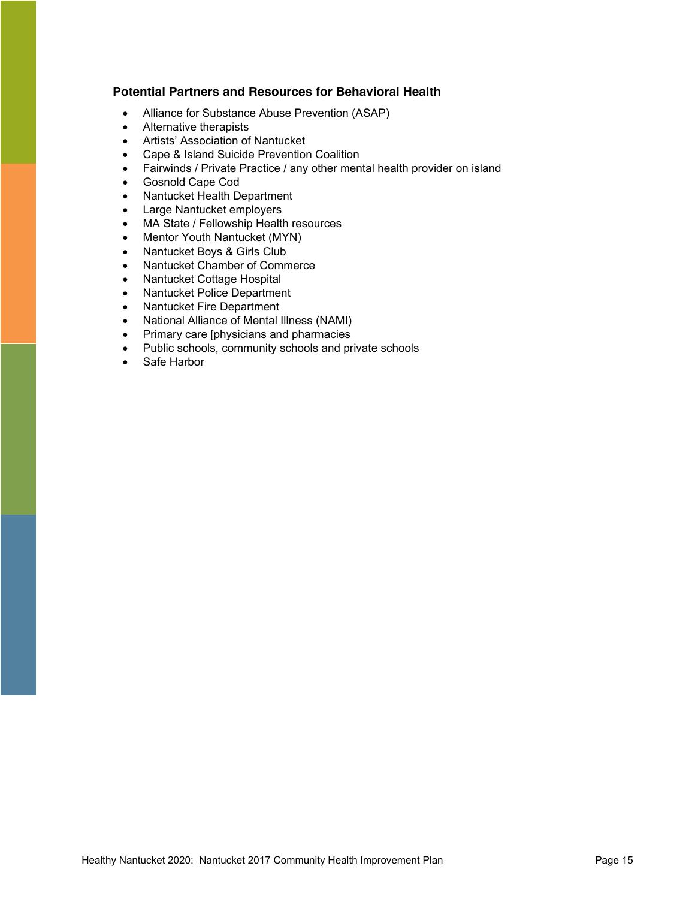### Potential Partners and Resources for Behavioral Health

- Alliance for Substance Abuse Prevention (ASAP)
- Alternative therapists
- Artists' Association of Nantucket
- Cape & Island Suicide Prevention Coalition
- Fairwinds / Private Practice / any other mental health provider on island
- Gosnold Cape Cod
- Nantucket Health Department
- Large Nantucket employers
- MA State / Fellowship Health resources
- Mentor Youth Nantucket (MYN)
- Nantucket Boys & Girls Club
- Nantucket Chamber of Commerce
- Nantucket Cottage Hospital
- Nantucket Police Department
- Nantucket Fire Department
- National Alliance of Mental Illness (NAMI)
- Primary care [physicians and pharmacies
- Public schools, community schools and private schools
- Safe Harbor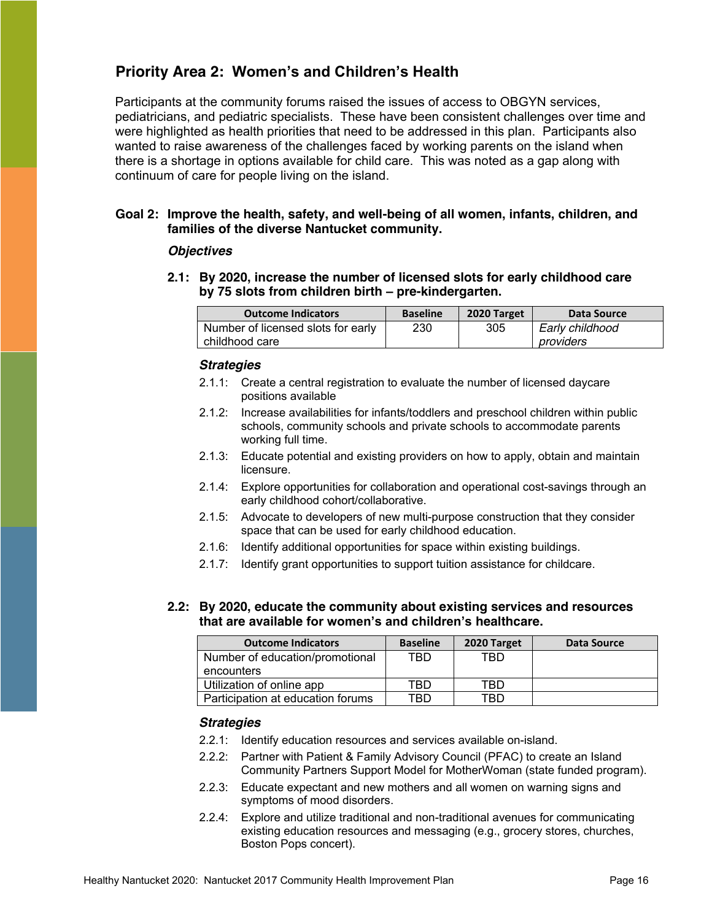## Priority Area 2: Women's and Children's Health

Participants at the community forums raised the issues of access to OBGYN services, pediatricians, and pediatric specialists. These have been consistent challenges over time and were highlighted as health priorities that need to be addressed in this plan. Participants also wanted to raise awareness of the challenges faced by working parents on the island when there is a shortage in options available for child care. This was noted as a gap along with continuum of care for people living on the island.

### Goal 2: Improve the health, safety, and well-being of all women, infants, children, and families of the diverse Nantucket community.

***Objectives***

**2.1: By 2020, increase the number of licensed slots for early childhood care by 75 slots from children birth – pre-kindergarten.**

| Outcome Indicators | Baseline | 2020 Target | Data Source |
|---|---|---|---|
| Number of licensed slots for early childhood care | 230 | 305 | *Early childhood providers* |

***Strategies***

- 2.1.1: Create a central registration to evaluate the number of licensed daycare positions available
- 2.1.2: Increase availabilities for infants/toddlers and preschool children within public schools, community schools and private schools to accommodate parents working full time.
- 2.1.3: Educate potential and existing providers on how to apply, obtain and maintain licensure.
- 2.1.4: Explore opportunities for collaboration and operational cost-savings through an early childhood cohort/collaborative.
- 2.1.5: Advocate to developers of new multi-purpose construction that they consider space that can be used for early childhood education.
- 2.1.6: Identify additional opportunities for space within existing buildings.
- 2.1.7: Identify grant opportunities to support tuition assistance for childcare.

**2.2: By 2020, educate the community about existing services and resources that are available for women's and children's healthcare.**

| Outcome Indicators | Baseline | 2020 Target | Data Source |
|---|---|---|---|
| Number of education/promotional encounters | TBD | TBD | |
| Utilization of online app | TBD | TBD | |
| Participation at education forums | TBD | TBD | |

***Strategies***

- 2.2.1: Identify education resources and services available on-island.
- 2.2.2: Partner with Patient & Family Advisory Council (PFAC) to create an Island Community Partners Support Model for MotherWoman (state funded program).
- 2.2.3: Educate expectant and new mothers and all women on warning signs and symptoms of mood disorders.
- 2.2.4: Explore and utilize traditional and non-traditional avenues for communicating existing education resources and messaging (e.g., grocery stores, churches, Boston Pops concert).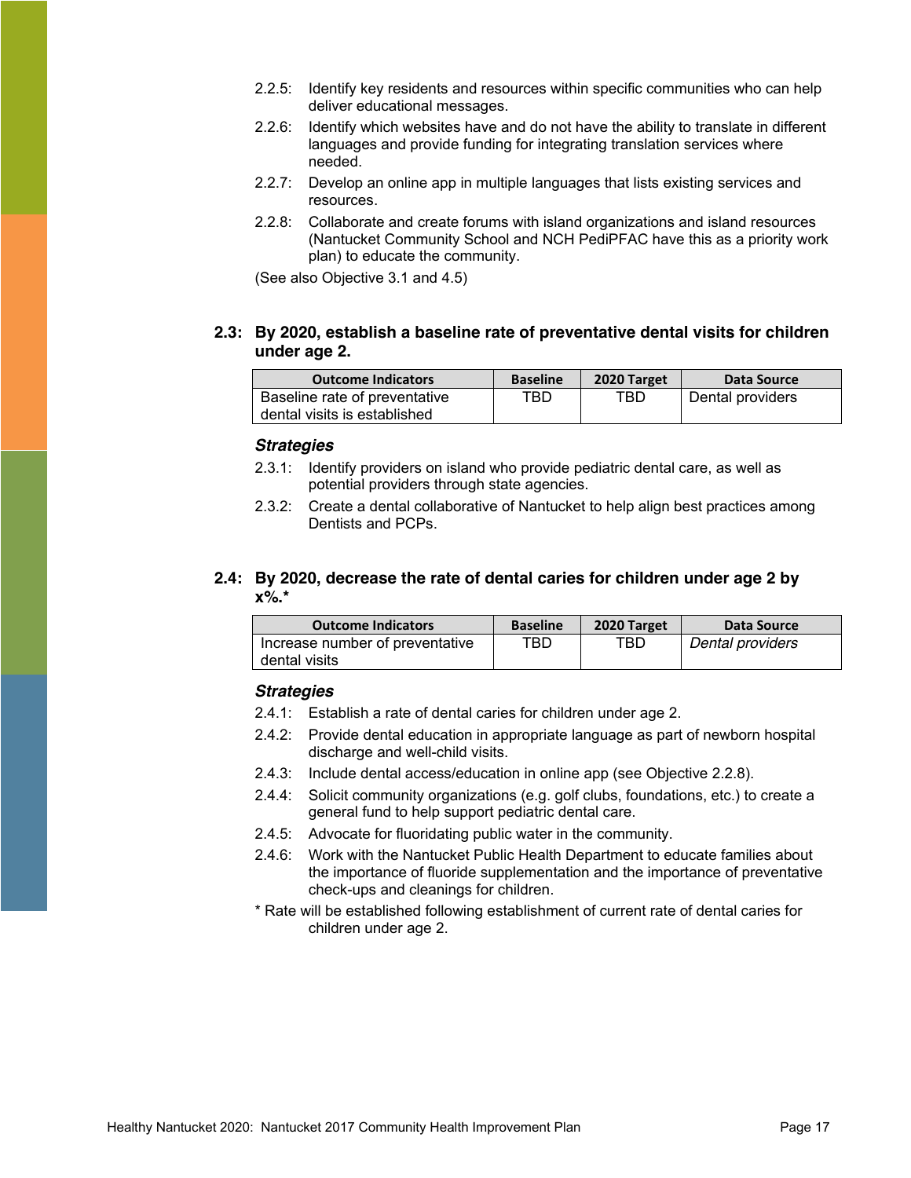2.2.5: Identify key residents and resources within specific communities who can help deliver educational messages.

2.2.6: Identify which websites have and do not have the ability to translate in different languages and provide funding for integrating translation services where needed.

2.2.7: Develop an online app in multiple languages that lists existing services and resources.

2.2.8: Collaborate and create forums with island organizations and island resources (Nantucket Community School and NCH PediPFAC have this as a priority work plan) to educate the community.

(See also Objective 3.1 and 4.5)

### 2.3: By 2020, establish a baseline rate of preventative dental visits for children under age 2.

| Outcome Indicators | Baseline | 2020 Target | Data Source |
|---|---|---|---|
| Baseline rate of preventative dental visits is established | TBD | TBD | Dental providers |

#### *Strategies*

2.3.1: Identify providers on island who provide pediatric dental care, as well as potential providers through state agencies.

2.3.2: Create a dental collaborative of Nantucket to help align best practices among Dentists and PCPs.

### 2.4: By 2020, decrease the rate of dental caries for children under age 2 by x%.*

| Outcome Indicators | Baseline | 2020 Target | Data Source |
|---|---|---|---|
| Increase number of preventative dental visits | TBD | TBD | *Dental providers* |

#### *Strategies*

2.4.1: Establish a rate of dental caries for children under age 2.

2.4.2: Provide dental education in appropriate language as part of newborn hospital discharge and well-child visits.

2.4.3: Include dental access/education in online app (see Objective 2.2.8).

2.4.4: Solicit community organizations (e.g. golf clubs, foundations, etc.) to create a general fund to help support pediatric dental care.

2.4.5: Advocate for fluoridating public water in the community.

2.4.6: Work with the Nantucket Public Health Department to educate families about the importance of fluoride supplementation and the importance of preventative check-ups and cleanings for children.

* Rate will be established following establishment of current rate of dental caries for children under age 2.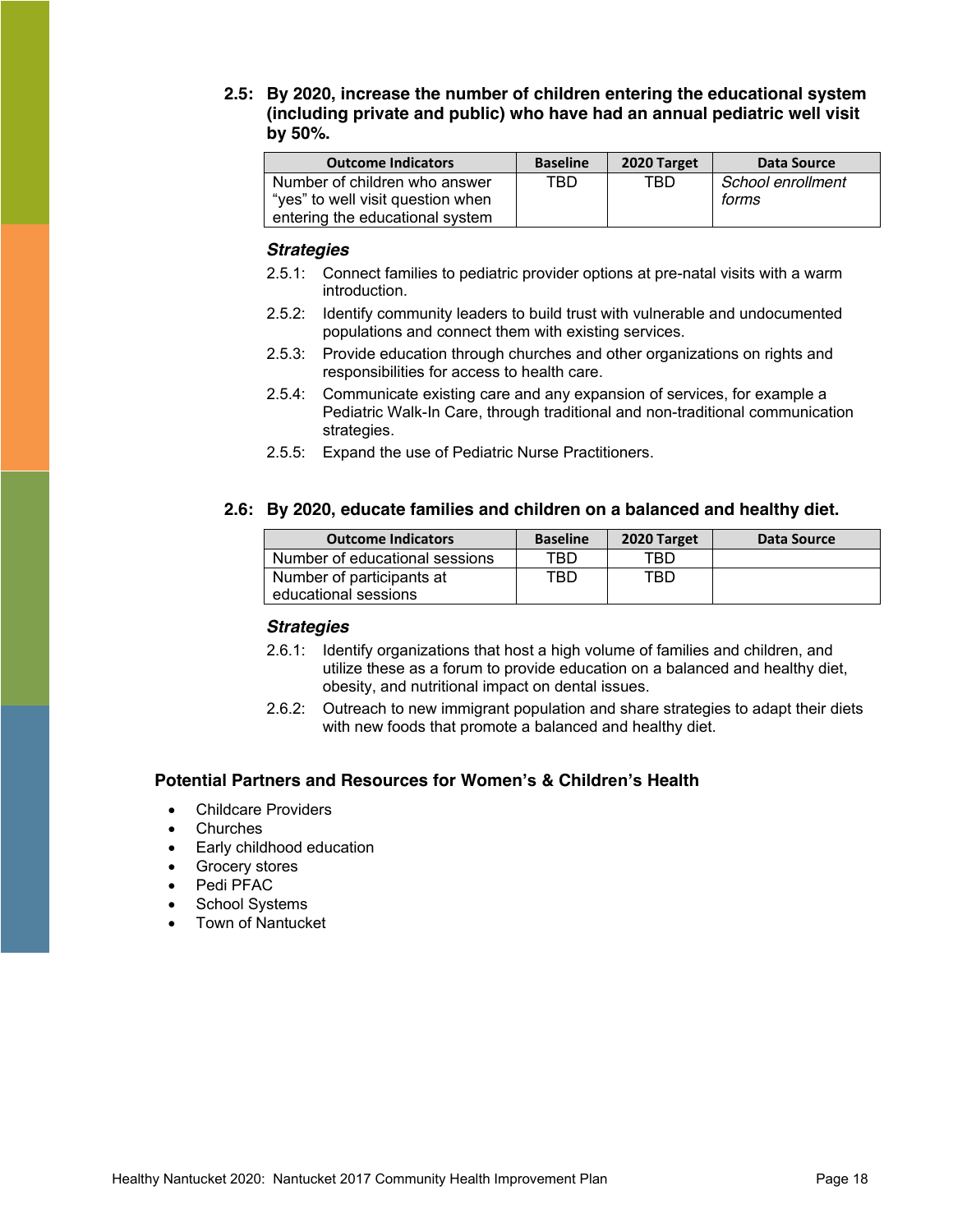### 2.5: By 2020, increase the number of children entering the educational system (including private and public) who have had an annual pediatric well visit by 50%.

| Outcome Indicators | Baseline | 2020 Target | Data Source |
|---|---|---|---|
| Number of children who answer "yes" to well visit question when entering the educational system | TBD | TBD | *School enrollment forms* |

***Strategies***

2.5.1: Connect families to pediatric provider options at pre-natal visits with a warm introduction.

2.5.2: Identify community leaders to build trust with vulnerable and undocumented populations and connect them with existing services.

2.5.3: Provide education through churches and other organizations on rights and responsibilities for access to health care.

2.5.4: Communicate existing care and any expansion of services, for example a Pediatric Walk-In Care, through traditional and non-traditional communication strategies.

2.5.5: Expand the use of Pediatric Nurse Practitioners.

### 2.6: By 2020, educate families and children on a balanced and healthy diet.

| Outcome Indicators | Baseline | 2020 Target | Data Source |
|---|---|---|---|
| Number of educational sessions | TBD | TBD | |
| Number of participants at educational sessions | TBD | TBD | |

***Strategies***

2.6.1: Identify organizations that host a high volume of families and children, and utilize these as a forum to provide education on a balanced and healthy diet, obesity, and nutritional impact on dental issues.

2.6.2: Outreach to new immigrant population and share strategies to adapt their diets with new foods that promote a balanced and healthy diet.

### Potential Partners and Resources for Women's & Children's Health

- Childcare Providers
- Churches
- Early childhood education
- Grocery stores
- Pedi PFAC
- School Systems
- Town of Nantucket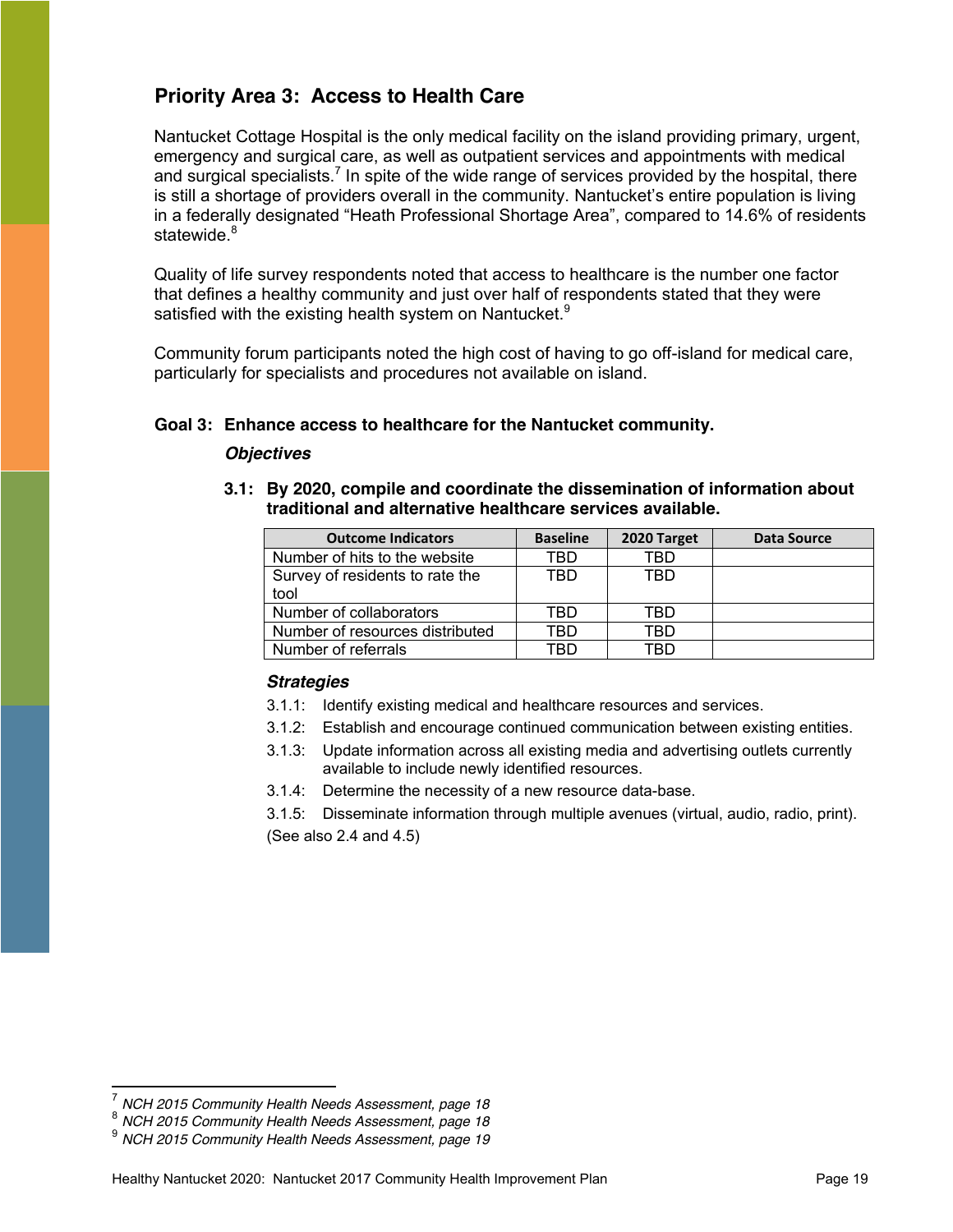## Priority Area 3: Access to Health Care

Nantucket Cottage Hospital is the only medical facility on the island providing primary, urgent, emergency and surgical care, as well as outpatient services and appointments with medical and surgical specialists.[7] In spite of the wide range of services provided by the hospital, there is still a shortage of providers overall in the community. Nantucket's entire population is living in a federally designated "Heath Professional Shortage Area", compared to 14.6% of residents statewide.[8]

Quality of life survey respondents noted that access to healthcare is the number one factor that defines a healthy community and just over half of respondents stated that they were satisfied with the existing health system on Nantucket.[9]

Community forum participants noted the high cost of having to go off-island for medical care, particularly for specialists and procedures not available on island.

**Goal 3: Enhance access to healthcare for the Nantucket community.**

***Objectives***

**3.1: By 2020, compile and coordinate the dissemination of information about traditional and alternative healthcare services available.**

| Outcome Indicators | Baseline | 2020 Target | Data Source |
|---|---|---|---|
| Number of hits to the website | TBD | TBD | |
| Survey of residents to rate the tool | TBD | TBD | |
| Number of collaborators | TBD | TBD | |
| Number of resources distributed | TBD | TBD | |
| Number of referrals | TBD | TBD | |

***Strategies***

3.1.1: Identify existing medical and healthcare resources and services.

3.1.2: Establish and encourage continued communication between existing entities.

3.1.3: Update information across all existing media and advertising outlets currently available to include newly identified resources.

3.1.4: Determine the necessity of a new resource data-base.

3.1.5: Disseminate information through multiple avenues (virtual, audio, radio, print).

(See also 2.4 and 4.5)

---

[7] *NCH 2015 Community Health Needs Assessment, page 18*

[8] *NCH 2015 Community Health Needs Assessment, page 18*

[9] *NCH 2015 Community Health Needs Assessment, page 19*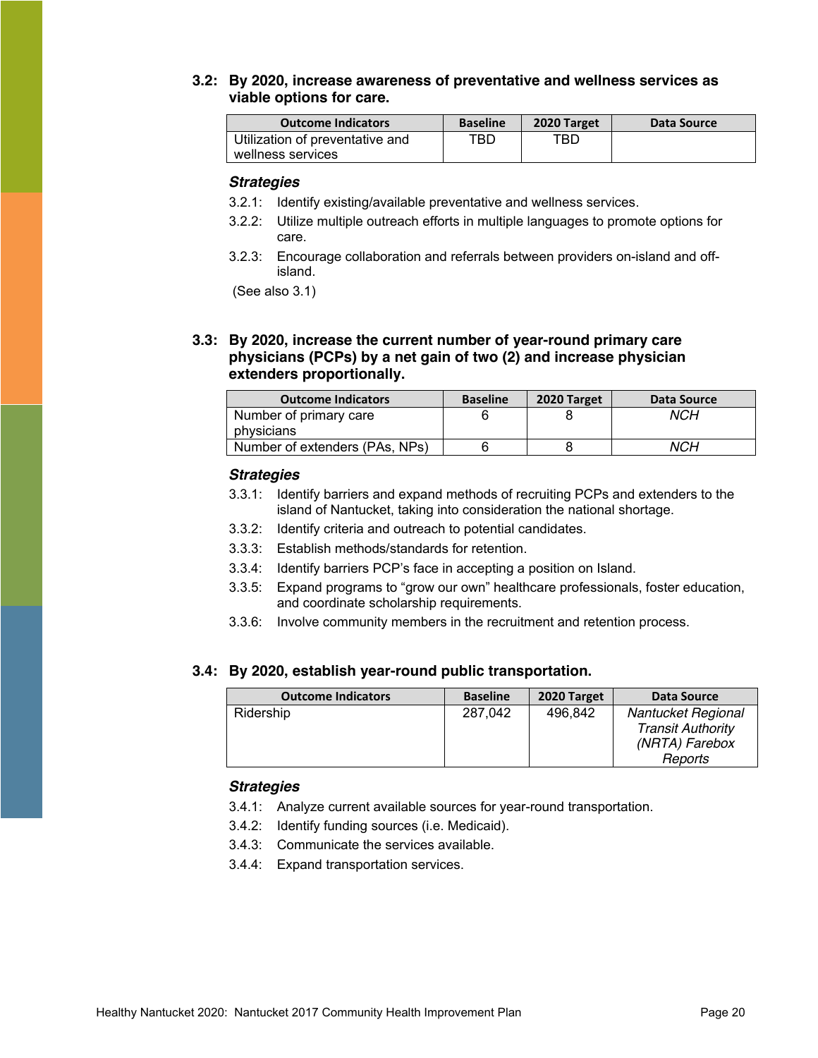### 3.2: By 2020, increase awareness of preventative and wellness services as viable options for care.

| Outcome Indicators | Baseline | 2020 Target | Data Source |
|---|---|---|---|
| Utilization of preventative and wellness services | TBD | TBD | |

***Strategies***

3.2.1: Identify existing/available preventative and wellness services.

3.2.2: Utilize multiple outreach efforts in multiple languages to promote options for care.

3.2.3: Encourage collaboration and referrals between providers on-island and off-island.

(See also 3.1)

### 3.3: By 2020, increase the current number of year-round primary care physicians (PCPs) by a net gain of two (2) and increase physician extenders proportionally.

| Outcome Indicators | Baseline | 2020 Target | Data Source |
|---|---|---|---|
| Number of primary care physicians | 6 | 8 | *NCH* |
| Number of extenders (PAs, NPs) | 6 | 8 | *NCH* |

***Strategies***

3.3.1: Identify barriers and expand methods of recruiting PCPs and extenders to the island of Nantucket, taking into consideration the national shortage.

3.3.2: Identify criteria and outreach to potential candidates.

3.3.3: Establish methods/standards for retention.

3.3.4: Identify barriers PCP's face in accepting a position on Island.

3.3.5: Expand programs to "grow our own" healthcare professionals, foster education, and coordinate scholarship requirements.

3.3.6: Involve community members in the recruitment and retention process.

### 3.4: By 2020, establish year-round public transportation.

| Outcome Indicators | Baseline | 2020 Target | Data Source |
|---|---|---|---|
| Ridership | 287,042 | 496,842 | *Nantucket Regional Transit Authority (NRTA) Farebox Reports* |

***Strategies***

3.4.1: Analyze current available sources for year-round transportation.

3.4.2: Identify funding sources (i.e. Medicaid).

3.4.3: Communicate the services available.

3.4.4: Expand transportation services.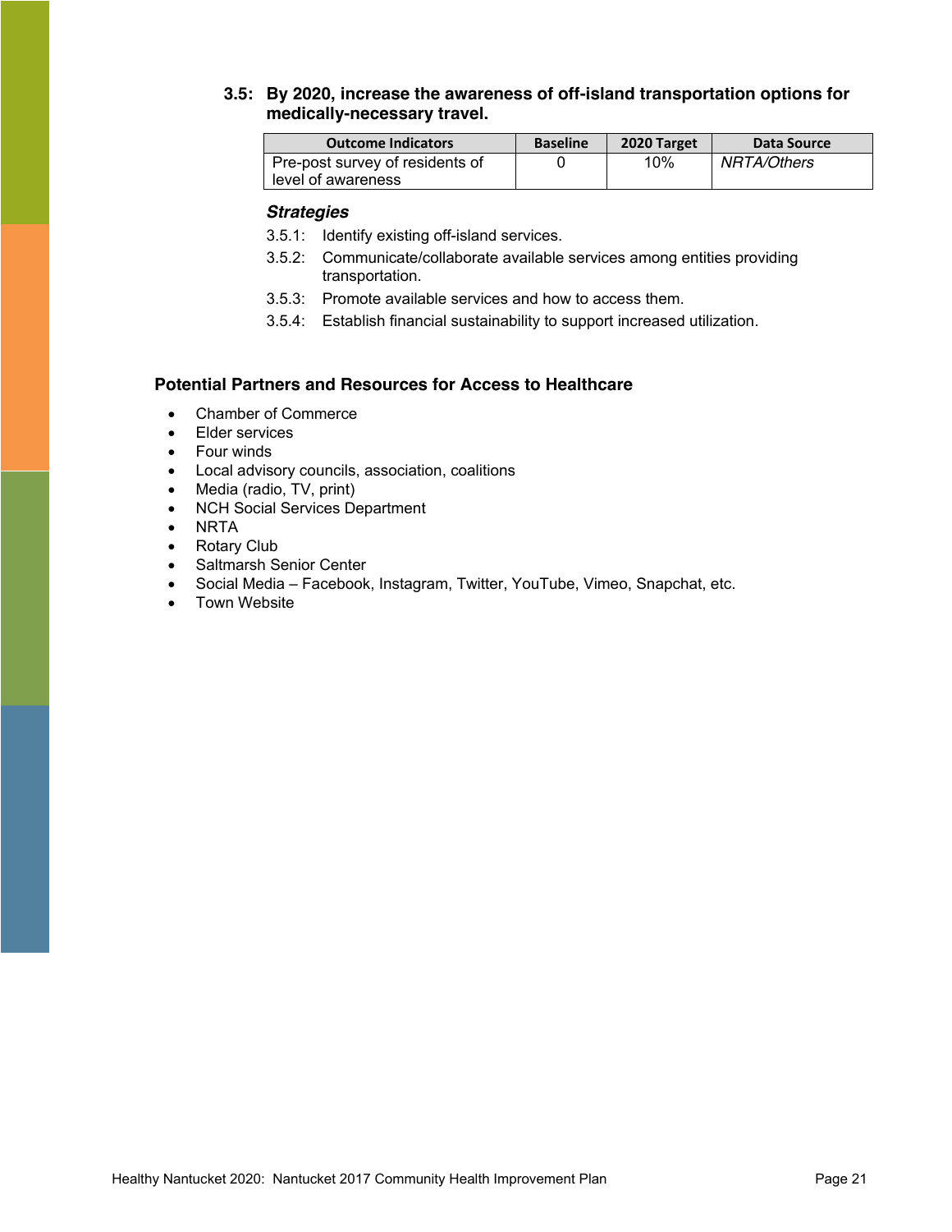### 3.5: By 2020, increase the awareness of off-island transportation options for medically-necessary travel.

| Outcome Indicators | Baseline | 2020 Target | Data Source |
|---|---|---|---|
| Pre-post survey of residents of level of awareness | 0 | 10% | *NRTA/Others* |

***Strategies***

3.5.1: Identify existing off-island services.

3.5.2: Communicate/collaborate available services among entities providing transportation.

3.5.3: Promote available services and how to access them.

3.5.4: Establish financial sustainability to support increased utilization.

### Potential Partners and Resources for Access to Healthcare

- Chamber of Commerce
- Elder services
- Four winds
- Local advisory councils, association, coalitions
- Media (radio, TV, print)
- NCH Social Services Department
- NRTA
- Rotary Club
- Saltmarsh Senior Center
- Social Media – Facebook, Instagram, Twitter, YouTube, Vimeo, Snapchat, etc.
- Town Website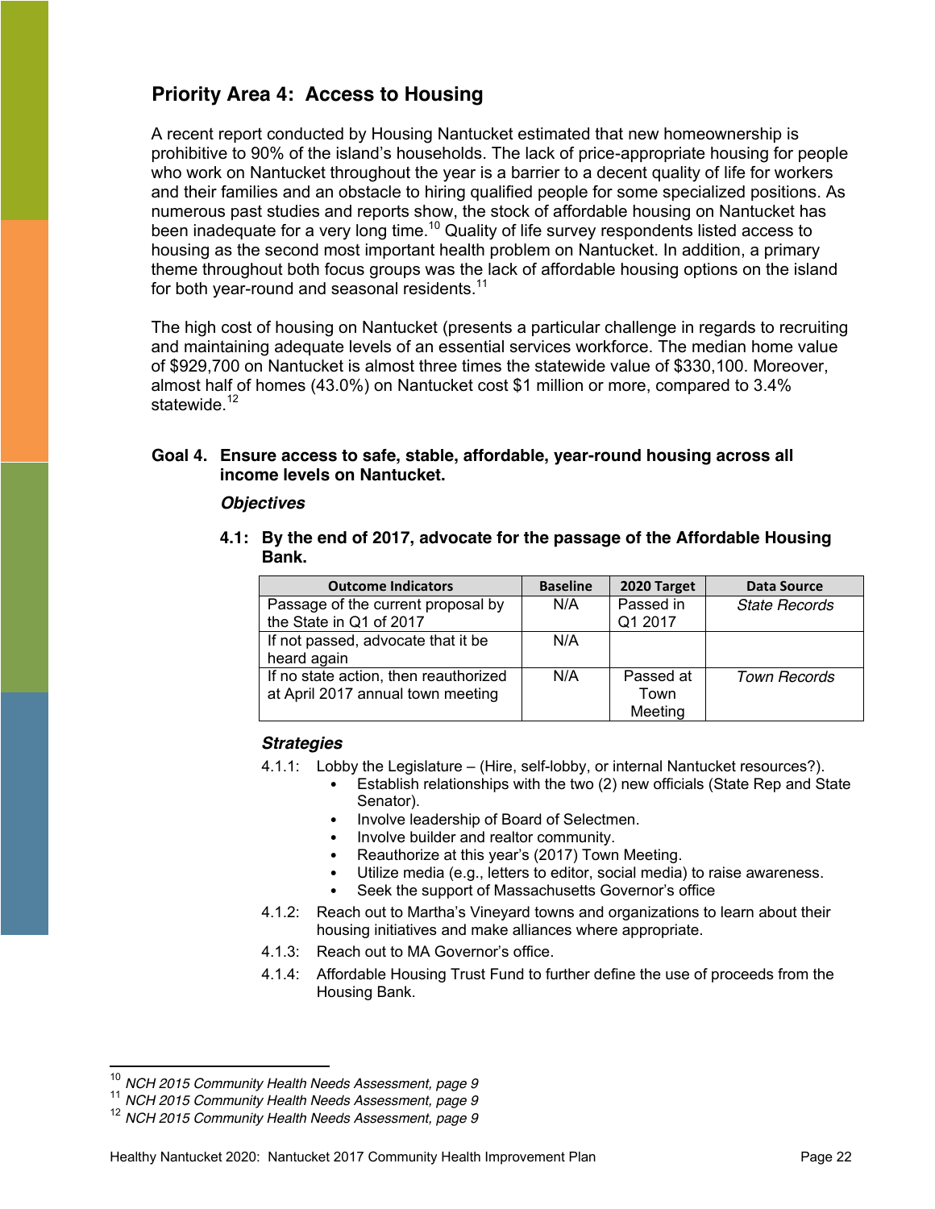## Priority Area 4: Access to Housing

A recent report conducted by Housing Nantucket estimated that new homeownership is prohibitive to 90% of the island's households. The lack of price-appropriate housing for people who work on Nantucket throughout the year is a barrier to a decent quality of life for workers and their families and an obstacle to hiring qualified people for some specialized positions. As numerous past studies and reports show, the stock of affordable housing on Nantucket has been inadequate for a very long time.[10] Quality of life survey respondents listed access to housing as the second most important health problem on Nantucket. In addition, a primary theme throughout both focus groups was the lack of affordable housing options on the island for both year-round and seasonal residents.[11]

The high cost of housing on Nantucket (presents a particular challenge in regards to recruiting and maintaining adequate levels of an essential services workforce. The median home value of $929,700 on Nantucket is almost three times the statewide value of $330,100. Moreover, almost half of homes (43.0%) on Nantucket cost $1 million or more, compared to 3.4% statewide.[12]

### Goal 4. Ensure access to safe, stable, affordable, year-round housing across all income levels on Nantucket.

***Objectives***

**4.1: By the end of 2017, advocate for the passage of the Affordable Housing Bank.**

| Outcome Indicators | Baseline | 2020 Target | Data Source |
|---|---|---|---|
| Passage of the current proposal by the State in Q1 of 2017 | N/A | Passed in Q1 2017 | *State Records* |
| If not passed, advocate that it be heard again | N/A | | |
| If no state action, then reauthorized at April 2017 annual town meeting | N/A | Passed at Town Meeting | *Town Records* |

***Strategies***

4.1.1: Lobby the Legislature – (Hire, self-lobby, or internal Nantucket resources?).
- Establish relationships with the two (2) new officials (State Rep and State Senator).
- Involve leadership of Board of Selectmen.
- Involve builder and realtor community.
- Reauthorize at this year's (2017) Town Meeting.
- Utilize media (e.g., letters to editor, social media) to raise awareness.
- Seek the support of Massachusetts Governor's office

4.1.2: Reach out to Martha's Vineyard towns and organizations to learn about their housing initiatives and make alliances where appropriate.

4.1.3: Reach out to MA Governor's office.

4.1.4: Affordable Housing Trust Fund to further define the use of proceeds from the Housing Bank.

---

[10] *NCH 2015 Community Health Needs Assessment, page 9*
[11] *NCH 2015 Community Health Needs Assessment, page 9*
[12] *NCH 2015 Community Health Needs Assessment, page 9*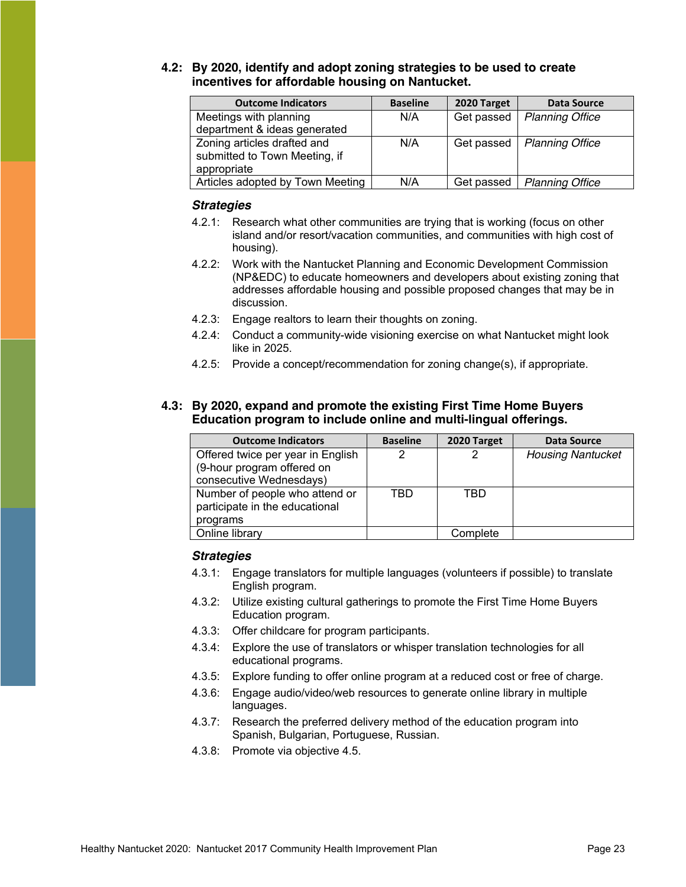### 4.2: By 2020, identify and adopt zoning strategies to be used to create incentives for affordable housing on Nantucket.

| Outcome Indicators | Baseline | 2020 Target | Data Source |
|---|---|---|---|
| Meetings with planning department & ideas generated | N/A | Get passed | *Planning Office* |
| Zoning articles drafted and submitted to Town Meeting, if appropriate | N/A | Get passed | *Planning Office* |
| Articles adopted by Town Meeting | N/A | Get passed | *Planning Office* |

#### *Strategies*

- 4.2.1: Research what other communities are trying that is working (focus on other island and/or resort/vacation communities, and communities with high cost of housing).
- 4.2.2: Work with the Nantucket Planning and Economic Development Commission (NP&EDC) to educate homeowners and developers about existing zoning that addresses affordable housing and possible proposed changes that may be in discussion.
- 4.2.3: Engage realtors to learn their thoughts on zoning.
- 4.2.4: Conduct a community-wide visioning exercise on what Nantucket might look like in 2025.
- 4.2.5: Provide a concept/recommendation for zoning change(s), if appropriate.

### 4.3: By 2020, expand and promote the existing First Time Home Buyers Education program to include online and multi-lingual offerings.

| Outcome Indicators | Baseline | 2020 Target | Data Source |
|---|---|---|---|
| Offered twice per year in English (9-hour program offered on consecutive Wednesdays) | 2 | 2 | *Housing Nantucket* |
| Number of people who attend or participate in the educational programs | TBD | TBD | |
| Online library | | Complete | |

#### *Strategies*

- 4.3.1: Engage translators for multiple languages (volunteers if possible) to translate English program.
- 4.3.2: Utilize existing cultural gatherings to promote the First Time Home Buyers Education program.
- 4.3.3: Offer childcare for program participants.
- 4.3.4: Explore the use of translators or whisper translation technologies for all educational programs.
- 4.3.5: Explore funding to offer online program at a reduced cost or free of charge.
- 4.3.6: Engage audio/video/web resources to generate online library in multiple languages.
- 4.3.7: Research the preferred delivery method of the education program into Spanish, Bulgarian, Portuguese, Russian.
- 4.3.8: Promote via objective 4.5.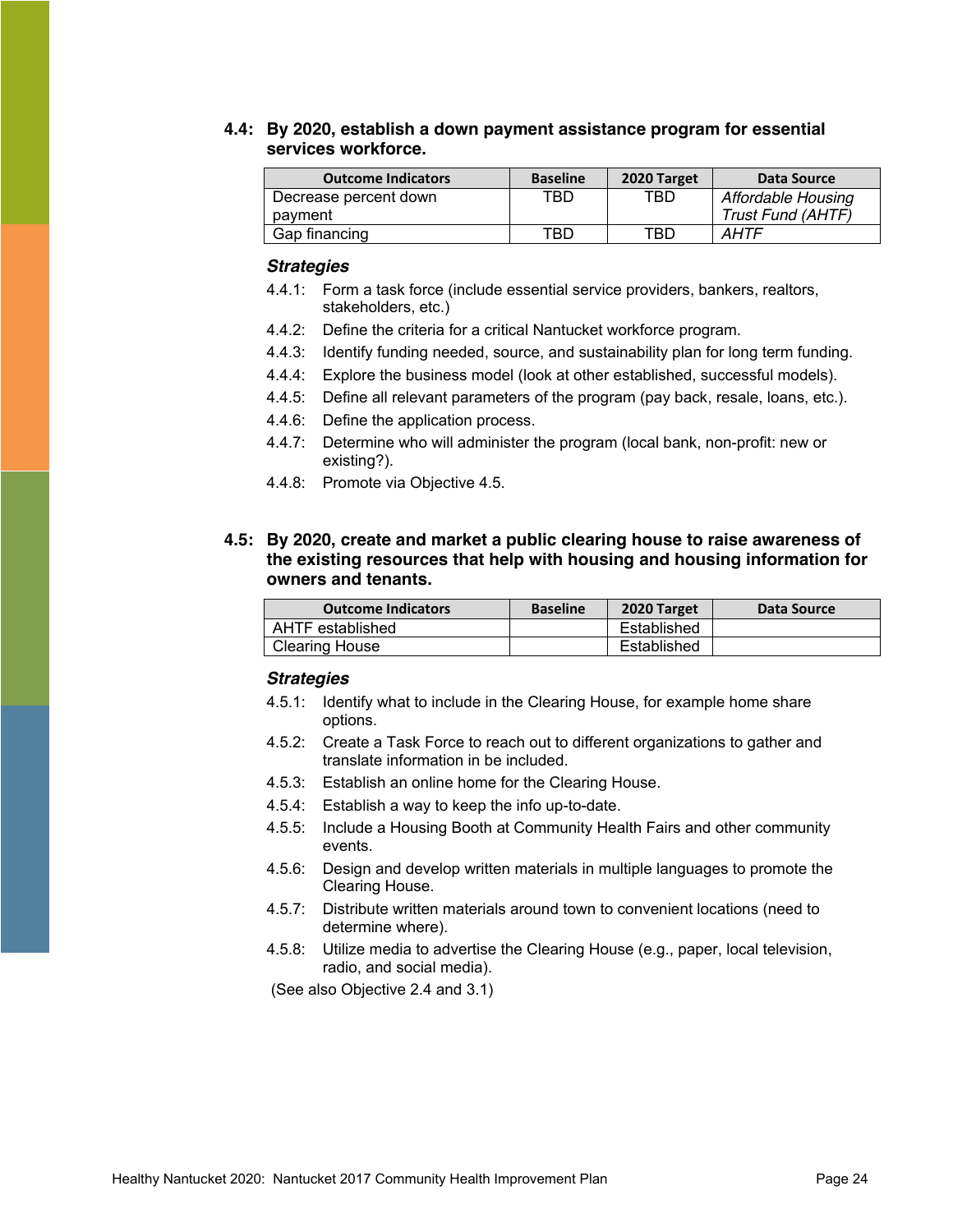### 4.4: By 2020, establish a down payment assistance program for essential services workforce.

| Outcome Indicators | Baseline | 2020 Target | Data Source |
|---|---|---|---|
| Decrease percent down payment | TBD | TBD | *Affordable Housing Trust Fund (AHTF)* |
| Gap financing | TBD | TBD | *AHTF* |

***Strategies***

4.4.1: Form a task force (include essential service providers, bankers, realtors, stakeholders, etc.)

4.4.2: Define the criteria for a critical Nantucket workforce program.

4.4.3: Identify funding needed, source, and sustainability plan for long term funding.

4.4.4: Explore the business model (look at other established, successful models).

4.4.5: Define all relevant parameters of the program (pay back, resale, loans, etc.).

4.4.6: Define the application process.

4.4.7: Determine who will administer the program (local bank, non-profit: new or existing?).

4.4.8: Promote via Objective 4.5.

### 4.5: By 2020, create and market a public clearing house to raise awareness of the existing resources that help with housing and housing information for owners and tenants.

| Outcome Indicators | Baseline | 2020 Target | Data Source |
|---|---|---|---|
| AHTF established | | Established | |
| Clearing House | | Established | |

***Strategies***

4.5.1: Identify what to include in the Clearing House, for example home share options.

4.5.2: Create a Task Force to reach out to different organizations to gather and translate information in be included.

4.5.3: Establish an online home for the Clearing House.

4.5.4: Establish a way to keep the info up-to-date.

4.5.5: Include a Housing Booth at Community Health Fairs and other community events.

4.5.6: Design and develop written materials in multiple languages to promote the Clearing House.

4.5.7: Distribute written materials around town to convenient locations (need to determine where).

4.5.8: Utilize media to advertise the Clearing House (e.g., paper, local television, radio, and social media).

(See also Objective 2.4 and 3.1)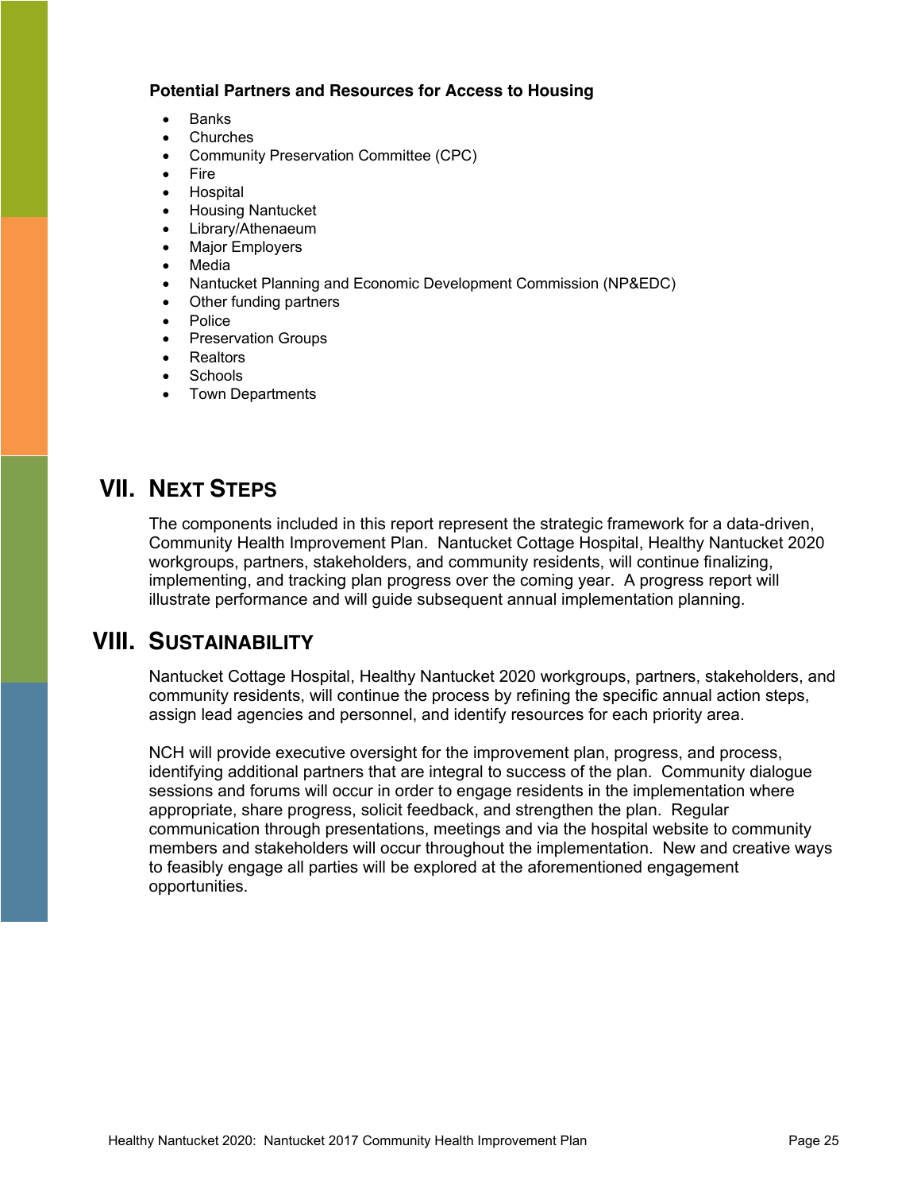**Potential Partners and Resources for Access to Housing**

- Banks
- Churches
- Community Preservation Committee (CPC)
- Fire
- Hospital
- Housing Nantucket
- Library/Athenaeum
- Major Employers
- Media
- Nantucket Planning and Economic Development Commission (NP&EDC)
- Other funding partners
- Police
- Preservation Groups
- Realtors
- Schools
- Town Departments

# VII. Next Steps

The components included in this report represent the strategic framework for a data-driven, Community Health Improvement Plan. Nantucket Cottage Hospital, Healthy Nantucket 2020 workgroups, partners, stakeholders, and community residents, will continue finalizing, implementing, and tracking plan progress over the coming year. A progress report will illustrate performance and will guide subsequent annual implementation planning.

# VIII. Sustainability

Nantucket Cottage Hospital, Healthy Nantucket 2020 workgroups, partners, stakeholders, and community residents, will continue the process by refining the specific annual action steps, assign lead agencies and personnel, and identify resources for each priority area.

NCH will provide executive oversight for the improvement plan, progress, and process, identifying additional partners that are integral to success of the plan. Community dialogue sessions and forums will occur in order to engage residents in the implementation where appropriate, share progress, solicit feedback, and strengthen the plan. Regular communication through presentations, meetings and via the hospital website to community members and stakeholders will occur throughout the implementation. New and creative ways to feasibly engage all parties will be explored at the aforementioned engagement opportunities.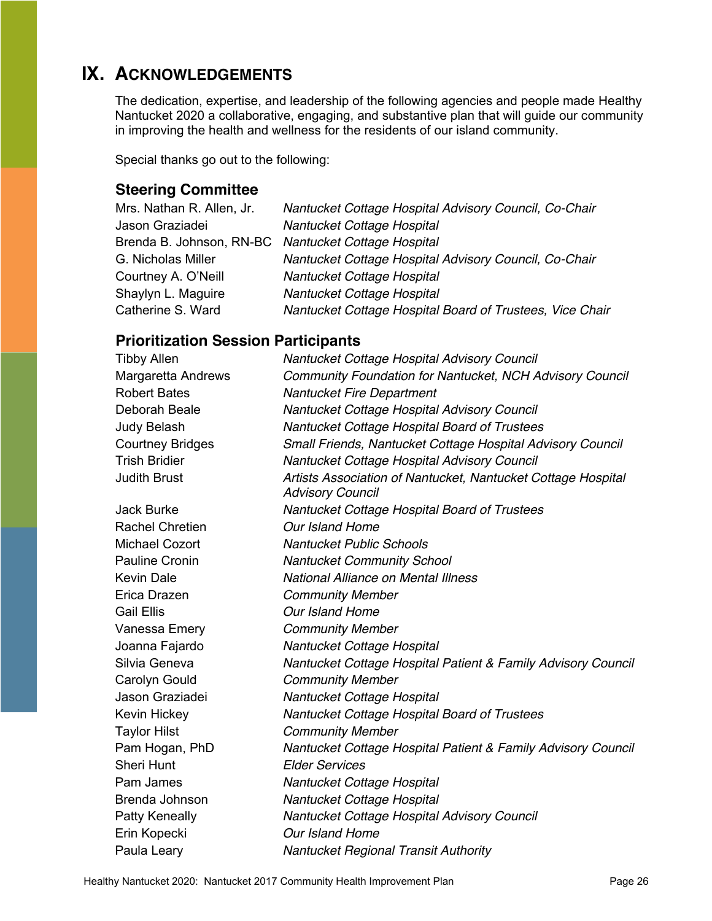# IX. Acknowledgements

The dedication, expertise, and leadership of the following agencies and people made Healthy Nantucket 2020 a collaborative, engaging, and substantive plan that will guide our community in improving the health and wellness for the residents of our island community.

Special thanks go out to the following:

### Steering Committee

| | |
|---|---|
| Mrs. Nathan R. Allen, Jr. | *Nantucket Cottage Hospital Advisory Council, Co-Chair* |
| Jason Graziadei | *Nantucket Cottage Hospital* |
| Brenda B. Johnson, RN-BC | *Nantucket Cottage Hospital* |
| G. Nicholas Miller | *Nantucket Cottage Hospital Advisory Council, Co-Chair* |
| Courtney A. O'Neill | *Nantucket Cottage Hospital* |
| Shaylyn L. Maguire | *Nantucket Cottage Hospital* |
| Catherine S. Ward | *Nantucket Cottage Hospital Board of Trustees, Vice Chair* |

### Prioritization Session Participants

| | |
|---|---|
| Tibby Allen | *Nantucket Cottage Hospital Advisory Council* |
| Margaretta Andrews | *Community Foundation for Nantucket, NCH Advisory Council* |
| Robert Bates | *Nantucket Fire Department* |
| Deborah Beale | *Nantucket Cottage Hospital Advisory Council* |
| Judy Belash | *Nantucket Cottage Hospital Board of Trustees* |
| Courtney Bridges | *Small Friends, Nantucket Cottage Hospital Advisory Council* |
| Trish Bridier | *Nantucket Cottage Hospital Advisory Council* |
| Judith Brust | *Artists Association of Nantucket, Nantucket Cottage Hospital Advisory Council* |
| Jack Burke | *Nantucket Cottage Hospital Board of Trustees* |
| Rachel Chretien | *Our Island Home* |
| Michael Cozort | *Nantucket Public Schools* |
| Pauline Cronin | *Nantucket Community School* |
| Kevin Dale | *National Alliance on Mental Illness* |
| Erica Drazen | *Community Member* |
| Gail Ellis | *Our Island Home* |
| Vanessa Emery | *Community Member* |
| Joanna Fajardo | *Nantucket Cottage Hospital* |
| Silvia Geneva | *Nantucket Cottage Hospital Patient & Family Advisory Council* |
| Carolyn Gould | *Community Member* |
| Jason Graziadei | *Nantucket Cottage Hospital* |
| Kevin Hickey | *Nantucket Cottage Hospital Board of Trustees* |
| Taylor Hilst | *Community Member* |
| Pam Hogan, PhD | *Nantucket Cottage Hospital Patient & Family Advisory Council* |
| Sheri Hunt | *Elder Services* |
| Pam James | *Nantucket Cottage Hospital* |
| Brenda Johnson | *Nantucket Cottage Hospital* |
| Patty Keneally | *Nantucket Cottage Hospital Advisory Council* |
| Erin Kopecki | *Our Island Home* |
| Paula Leary | *Nantucket Regional Transit Authority* |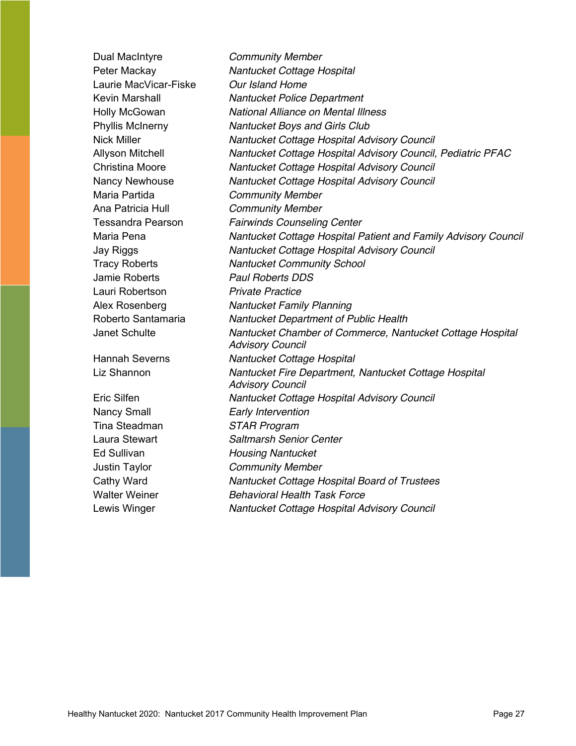| | |
|---|---|
| Dual MacIntyre | *Community Member* |
| Peter Mackay | *Nantucket Cottage Hospital* |
| Laurie MacVicar-Fiske | *Our Island Home* |
| Kevin Marshall | *Nantucket Police Department* |
| Holly McGowan | *National Alliance on Mental Illness* |
| Phyllis McInerny | *Nantucket Boys and Girls Club* |
| Nick Miller | *Nantucket Cottage Hospital Advisory Council* |
| Allyson Mitchell | *Nantucket Cottage Hospital Advisory Council, Pediatric PFAC* |
| Christina Moore | *Nantucket Cottage Hospital Advisory Council* |
| Nancy Newhouse | *Nantucket Cottage Hospital Advisory Council* |
| Maria Partida | *Community Member* |
| Ana Patricia Hull | *Community Member* |
| Tessandra Pearson | *Fairwinds Counseling Center* |
| Maria Pena | *Nantucket Cottage Hospital Patient and Family Advisory Council* |
| Jay Riggs | *Nantucket Cottage Hospital Advisory Council* |
| Tracy Roberts | *Nantucket Community School* |
| Jamie Roberts | *Paul Roberts DDS* |
| Lauri Robertson | *Private Practice* |
| Alex Rosenberg | *Nantucket Family Planning* |
| Roberto Santamaria | *Nantucket Department of Public Health* |
| Janet Schulte | *Nantucket Chamber of Commerce, Nantucket Cottage Hospital Advisory Council* |
| Hannah Severns | *Nantucket Cottage Hospital* |
| Liz Shannon | *Nantucket Fire Department, Nantucket Cottage Hospital Advisory Council* |
| Eric Silfen | *Nantucket Cottage Hospital Advisory Council* |
| Nancy Small | *Early Intervention* |
| Tina Steadman | *STAR Program* |
| Laura Stewart | *Saltmarsh Senior Center* |
| Ed Sullivan | *Housing Nantucket* |
| Justin Taylor | *Community Member* |
| Cathy Ward | *Nantucket Cottage Hospital Board of Trustees* |
| Walter Weiner | *Behavioral Health Task Force* |
| Lewis Winger | *Nantucket Cottage Hospital Advisory Council* |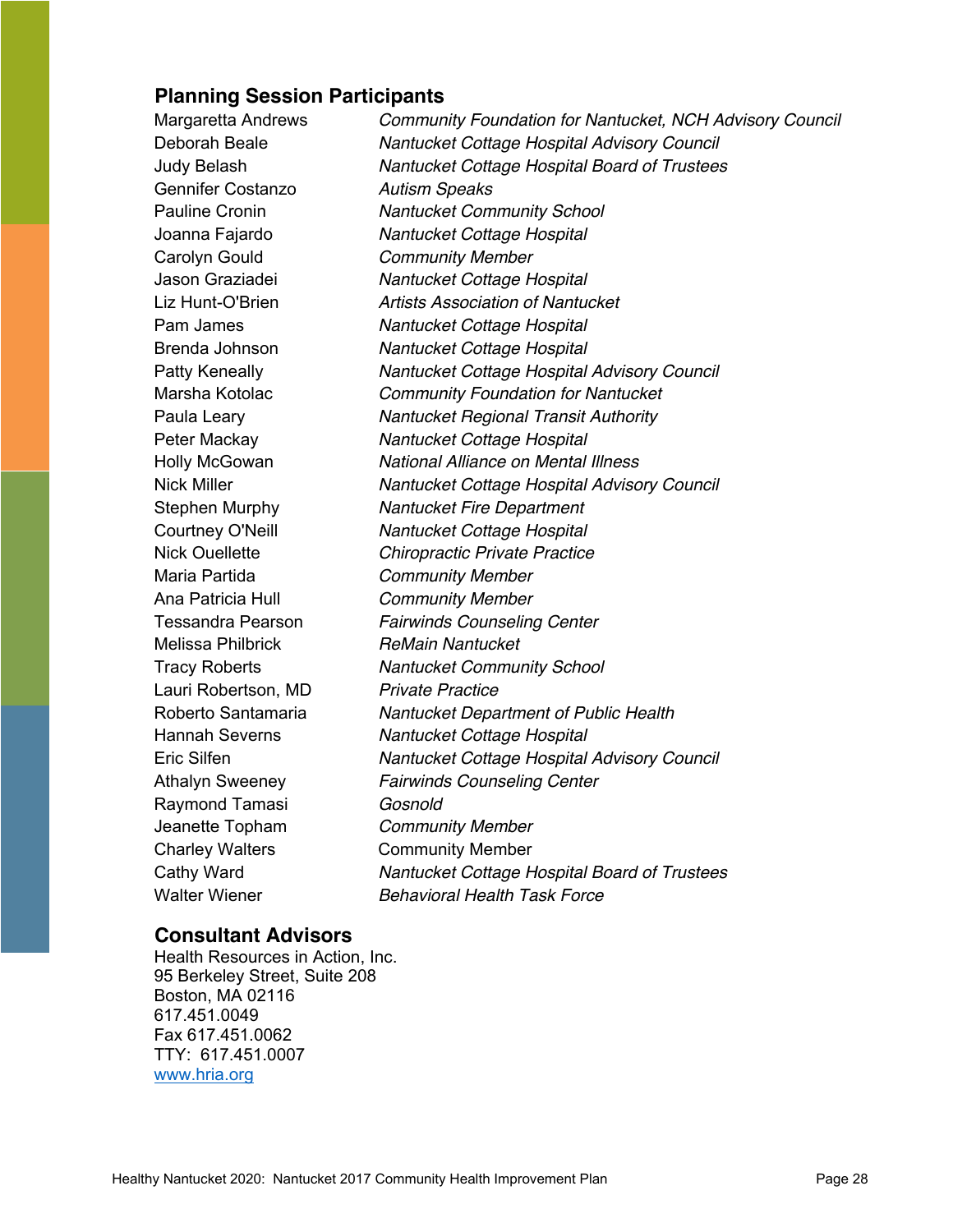## Planning Session Participants

| | |
|---|---|
| Margaretta Andrews | *Community Foundation for Nantucket, NCH Advisory Council* |
| Deborah Beale | *Nantucket Cottage Hospital Advisory Council* |
| Judy Belash | *Nantucket Cottage Hospital Board of Trustees* |
| Gennifer Costanzo | *Autism Speaks* |
| Pauline Cronin | *Nantucket Community School* |
| Joanna Fajardo | *Nantucket Cottage Hospital* |
| Carolyn Gould | *Community Member* |
| Jason Graziadei | *Nantucket Cottage Hospital* |
| Liz Hunt-O'Brien | *Artists Association of Nantucket* |
| Pam James | *Nantucket Cottage Hospital* |
| Brenda Johnson | *Nantucket Cottage Hospital* |
| Patty Keneally | *Nantucket Cottage Hospital Advisory Council* |
| Marsha Kotolac | *Community Foundation for Nantucket* |
| Paula Leary | *Nantucket Regional Transit Authority* |
| Peter Mackay | *Nantucket Cottage Hospital* |
| Holly McGowan | *National Alliance on Mental Illness* |
| Nick Miller | *Nantucket Cottage Hospital Advisory Council* |
| Stephen Murphy | *Nantucket Fire Department* |
| Courtney O'Neill | *Nantucket Cottage Hospital* |
| Nick Ouellette | *Chiropractic Private Practice* |
| Maria Partida | *Community Member* |
| Ana Patricia Hull | *Community Member* |
| Tessandra Pearson | *Fairwinds Counseling Center* |
| Melissa Philbrick | *ReMain Nantucket* |
| Tracy Roberts | *Nantucket Community School* |
| Lauri Robertson, MD | *Private Practice* |
| Roberto Santamaria | *Nantucket Department of Public Health* |
| Hannah Severns | *Nantucket Cottage Hospital* |
| Eric Silfen | *Nantucket Cottage Hospital Advisory Council* |
| Athalyn Sweeney | *Fairwinds Counseling Center* |
| Raymond Tamasi | *Gosnold* |
| Jeanette Topham | *Community Member* |
| Charley Walters | Community Member |
| Cathy Ward | *Nantucket Cottage Hospital Board of Trustees* |
| Walter Wiener | *Behavioral Health Task Force* |

## Consultant Advisors

Health Resources in Action, Inc.
95 Berkeley Street, Suite 208
Boston, MA 02116
617.451.0049
Fax 617.451.0062
TTY: 617.451.0007
[www.hria.org](http://www.hria.org)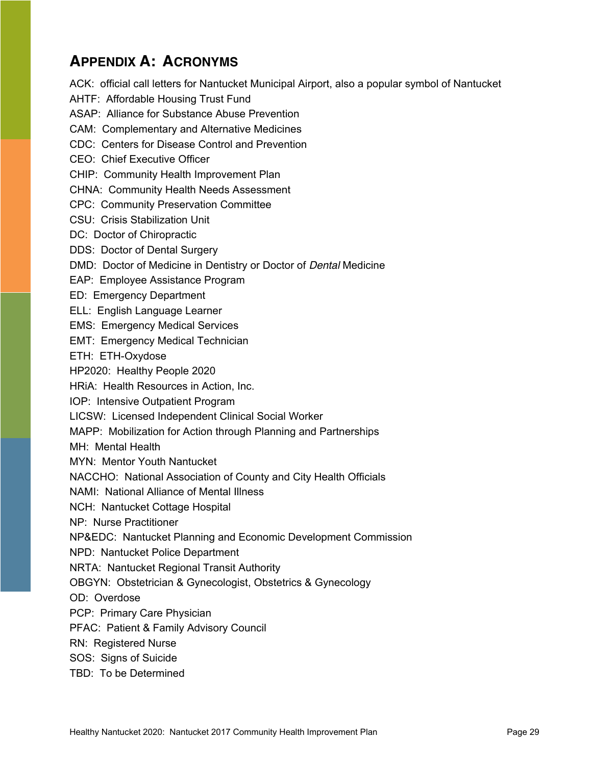## APPENDIX A: ACRONYMS

ACK: official call letters for Nantucket Municipal Airport, also a popular symbol of Nantucket
AHTF: Affordable Housing Trust Fund
ASAP: Alliance for Substance Abuse Prevention
CAM: Complementary and Alternative Medicines
CDC: Centers for Disease Control and Prevention
CEO: Chief Executive Officer
CHIP: Community Health Improvement Plan
CHNA: Community Health Needs Assessment
CPC: Community Preservation Committee
CSU: Crisis Stabilization Unit
DC: Doctor of Chiropractic
DDS: Doctor of Dental Surgery
DMD: Doctor of Medicine in Dentistry or Doctor of *Dental* Medicine
EAP: Employee Assistance Program
ED: Emergency Department
ELL: English Language Learner
EMS: Emergency Medical Services
EMT: Emergency Medical Technician
ETH: ETH-Oxydose
HP2020: Healthy People 2020
HRiA: Health Resources in Action, Inc.
IOP: Intensive Outpatient Program
LICSW: Licensed Independent Clinical Social Worker
MAPP: Mobilization for Action through Planning and Partnerships
MH: Mental Health
MYN: Mentor Youth Nantucket
NACCHO: National Association of County and City Health Officials
NAMI: National Alliance of Mental Illness
NCH: Nantucket Cottage Hospital
NP: Nurse Practitioner
NP&EDC: Nantucket Planning and Economic Development Commission
NPD: Nantucket Police Department
NRTA: Nantucket Regional Transit Authority
OBGYN: Obstetrician & Gynecologist, Obstetrics & Gynecology
OD: Overdose
PCP: Primary Care Physician
PFAC: Patient & Family Advisory Council
RN: Registered Nurse
SOS: Signs of Suicide
TBD: To be Determined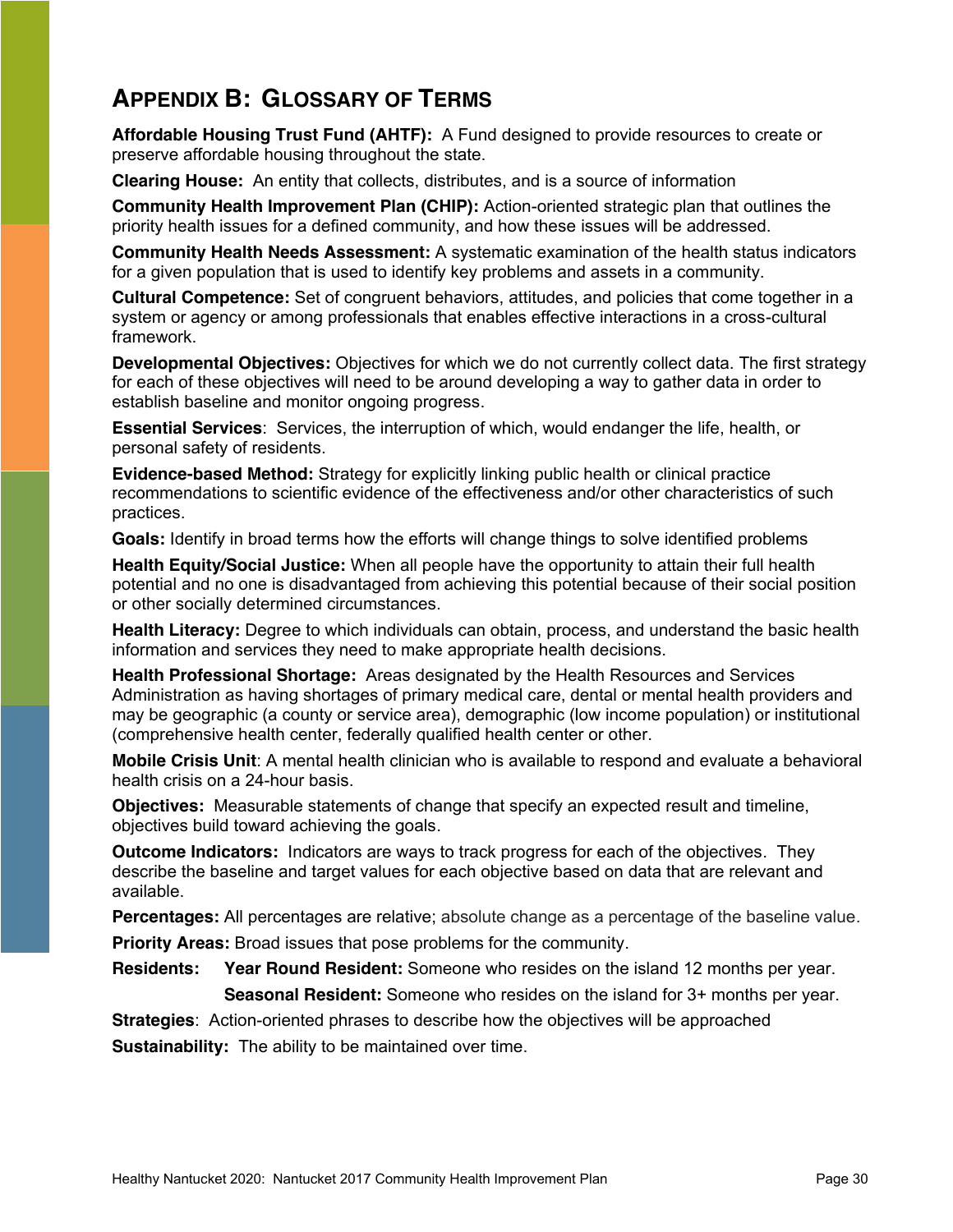# Appendix B: Glossary of Terms

**Affordable Housing Trust Fund (AHTF):** A Fund designed to provide resources to create or preserve affordable housing throughout the state.

**Clearing House:** An entity that collects, distributes, and is a source of information

**Community Health Improvement Plan (CHIP):** Action-oriented strategic plan that outlines the priority health issues for a defined community, and how these issues will be addressed.

**Community Health Needs Assessment:** A systematic examination of the health status indicators for a given population that is used to identify key problems and assets in a community.

**Cultural Competence:** Set of congruent behaviors, attitudes, and policies that come together in a system or agency or among professionals that enables effective interactions in a cross-cultural framework.

**Developmental Objectives:** Objectives for which we do not currently collect data. The first strategy for each of these objectives will need to be around developing a way to gather data in order to establish baseline and monitor ongoing progress.

**Essential Services**: Services, the interruption of which, would endanger the life, health, or personal safety of residents.

**Evidence-based Method:** Strategy for explicitly linking public health or clinical practice recommendations to scientific evidence of the effectiveness and/or other characteristics of such practices.

**Goals:** Identify in broad terms how the efforts will change things to solve identified problems

**Health Equity/Social Justice:** When all people have the opportunity to attain their full health potential and no one is disadvantaged from achieving this potential because of their social position or other socially determined circumstances.

**Health Literacy:** Degree to which individuals can obtain, process, and understand the basic health information and services they need to make appropriate health decisions.

**Health Professional Shortage:** Areas designated by the Health Resources and Services Administration as having shortages of primary medical care, dental or mental health providers and may be geographic (a county or service area), demographic (low income population) or institutional (comprehensive health center, federally qualified health center or other.

**Mobile Crisis Unit**: A mental health clinician who is available to respond and evaluate a behavioral health crisis on a 24-hour basis.

**Objectives:** Measurable statements of change that specify an expected result and timeline, objectives build toward achieving the goals.

**Outcome Indicators:** Indicators are ways to track progress for each of the objectives. They describe the baseline and target values for each objective based on data that are relevant and available.

**Percentages:** All percentages are relative; absolute change as a percentage of the baseline value.

**Priority Areas:** Broad issues that pose problems for the community.

**Residents:** **Year Round Resident:** Someone who resides on the island 12 months per year.

**Seasonal Resident:** Someone who resides on the island for 3+ months per year.

**Strategies**: Action-oriented phrases to describe how the objectives will be approached

**Sustainability:** The ability to be maintained over time.